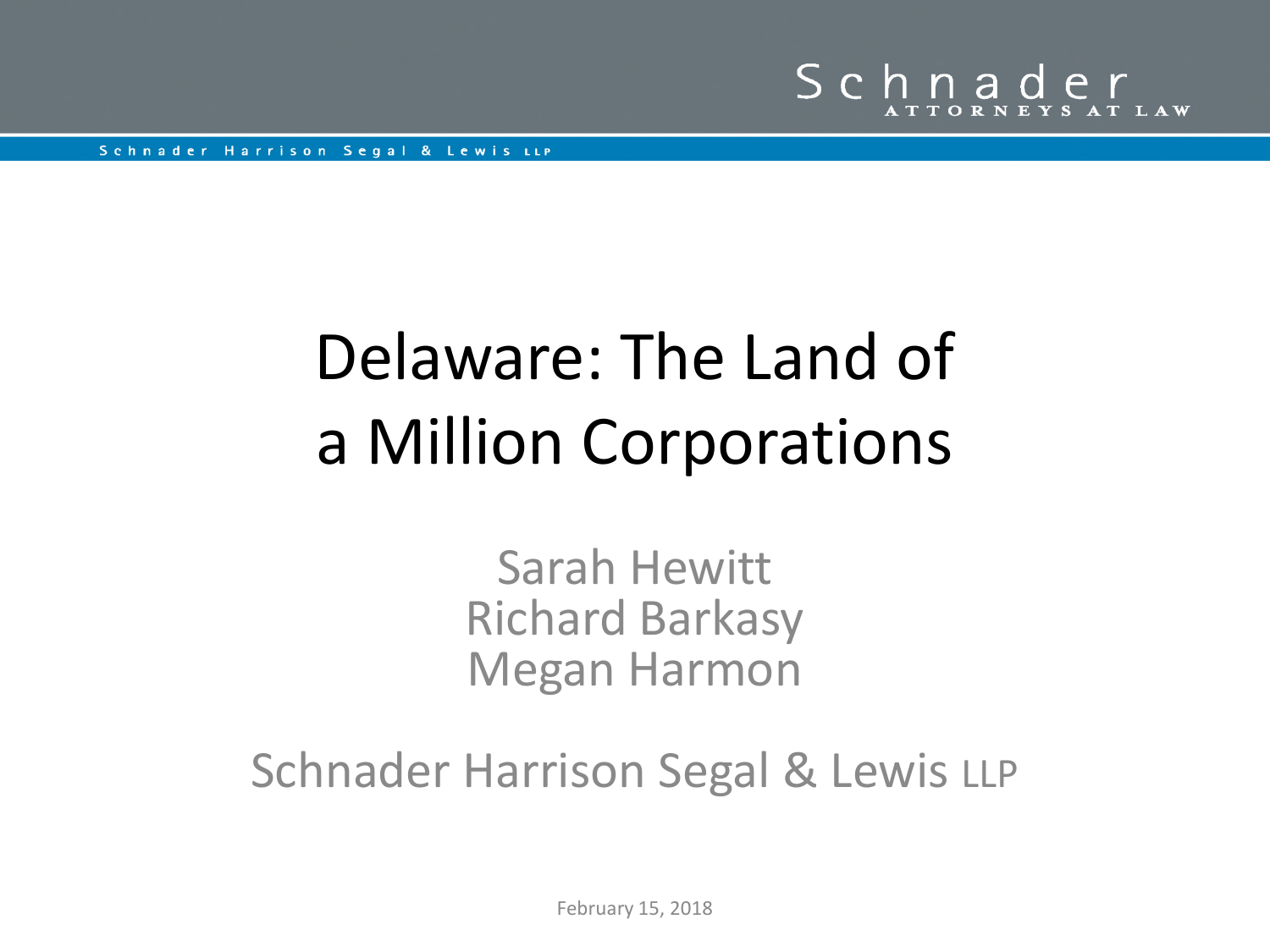# Delaware: The Land of a Million Corporations

Sarah Hewitt
Richard Barkasy
Megan Harmon

Schnader Harrison Segal & Lewis LLP

February 15, 2018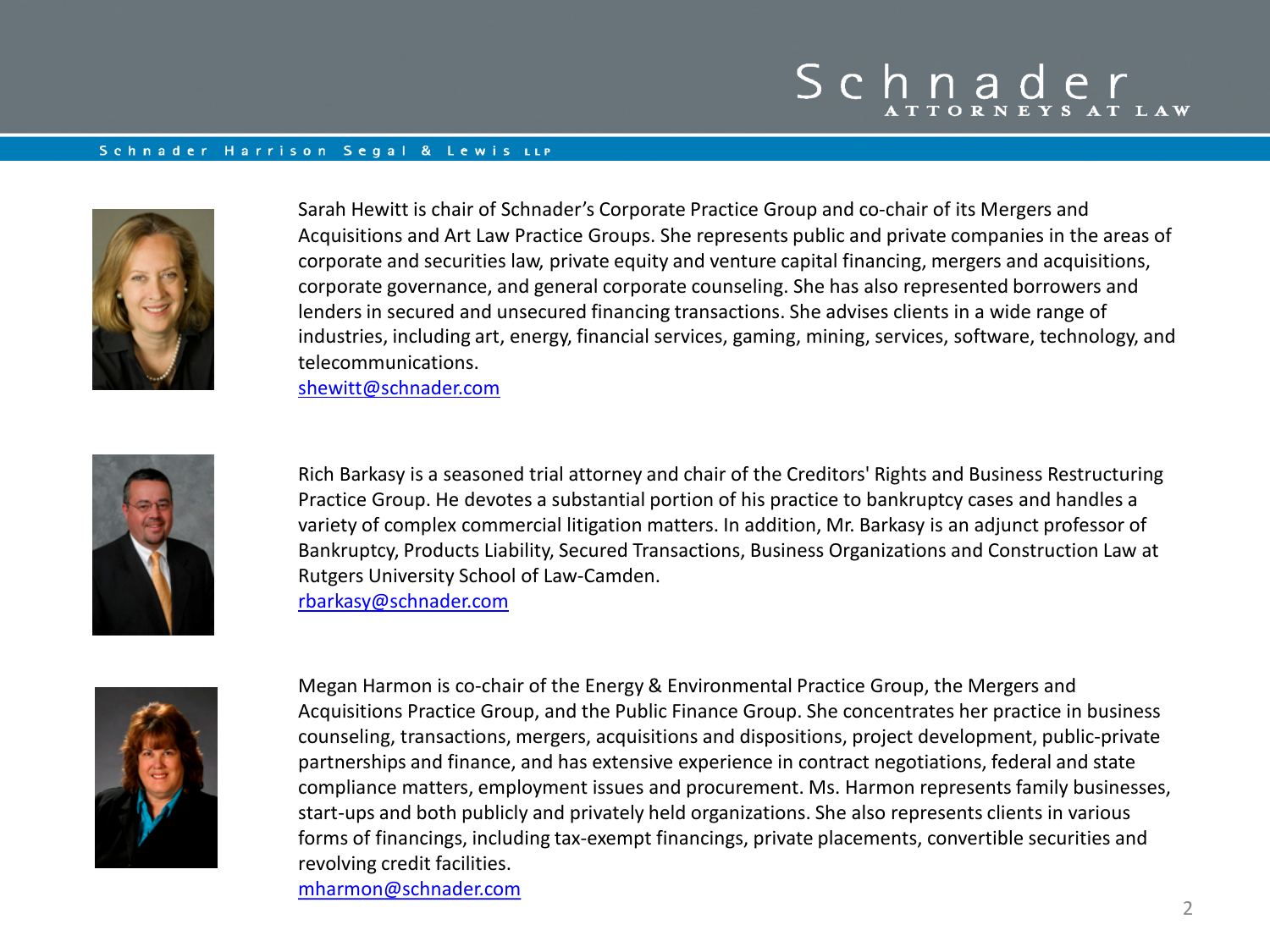Sarah Hewitt is chair of Schnader's Corporate Practice Group and co-chair of its Mergers and Acquisitions and Art Law Practice Groups. She represents public and private companies in the areas of corporate and securities law, private equity and venture capital financing, mergers and acquisitions, corporate governance, and general corporate counseling. She has also represented borrowers and lenders in secured and unsecured financing transactions. She advises clients in a wide range of industries, including art, energy, financial services, gaming, mining, services, software, technology, and telecommunications.
shewitt@schnader.com

Rich Barkasy is a seasoned trial attorney and chair of the Creditors' Rights and Business Restructuring Practice Group. He devotes a substantial portion of his practice to bankruptcy cases and handles a variety of complex commercial litigation matters. In addition, Mr. Barkasy is an adjunct professor of Bankruptcy, Products Liability, Secured Transactions, Business Organizations and Construction Law at Rutgers University School of Law-Camden.
rbarkasy@schnader.com

Megan Harmon is co-chair of the Energy & Environmental Practice Group, the Mergers and Acquisitions Practice Group, and the Public Finance Group. She concentrates her practice in business counseling, transactions, mergers, acquisitions and dispositions, project development, public-private partnerships and finance, and has extensive experience in contract negotiations, federal and state compliance matters, employment issues and procurement. Ms. Harmon represents family businesses, start-ups and both publicly and privately held organizations. She also represents clients in various forms of financings, including tax-exempt financings, private placements, convertible securities and revolving credit facilities.
mharmon@schnader.com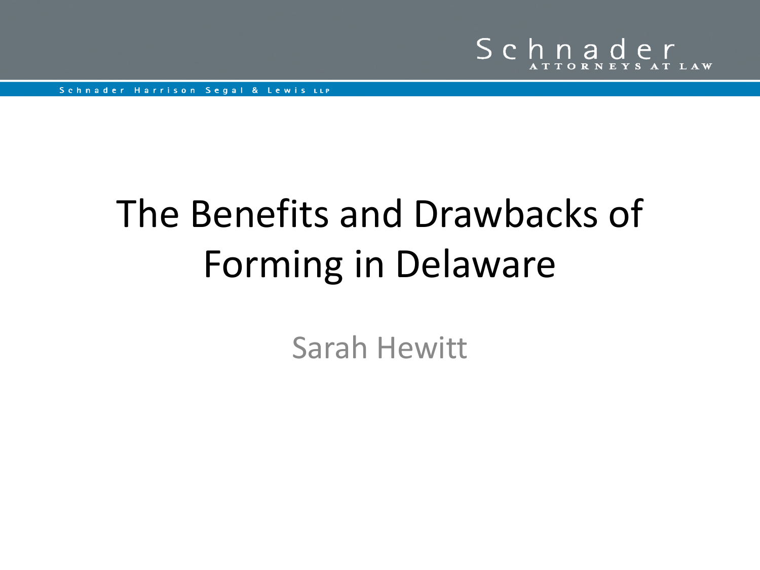# The Benefits and Drawbacks of Forming in Delaware

Sarah Hewitt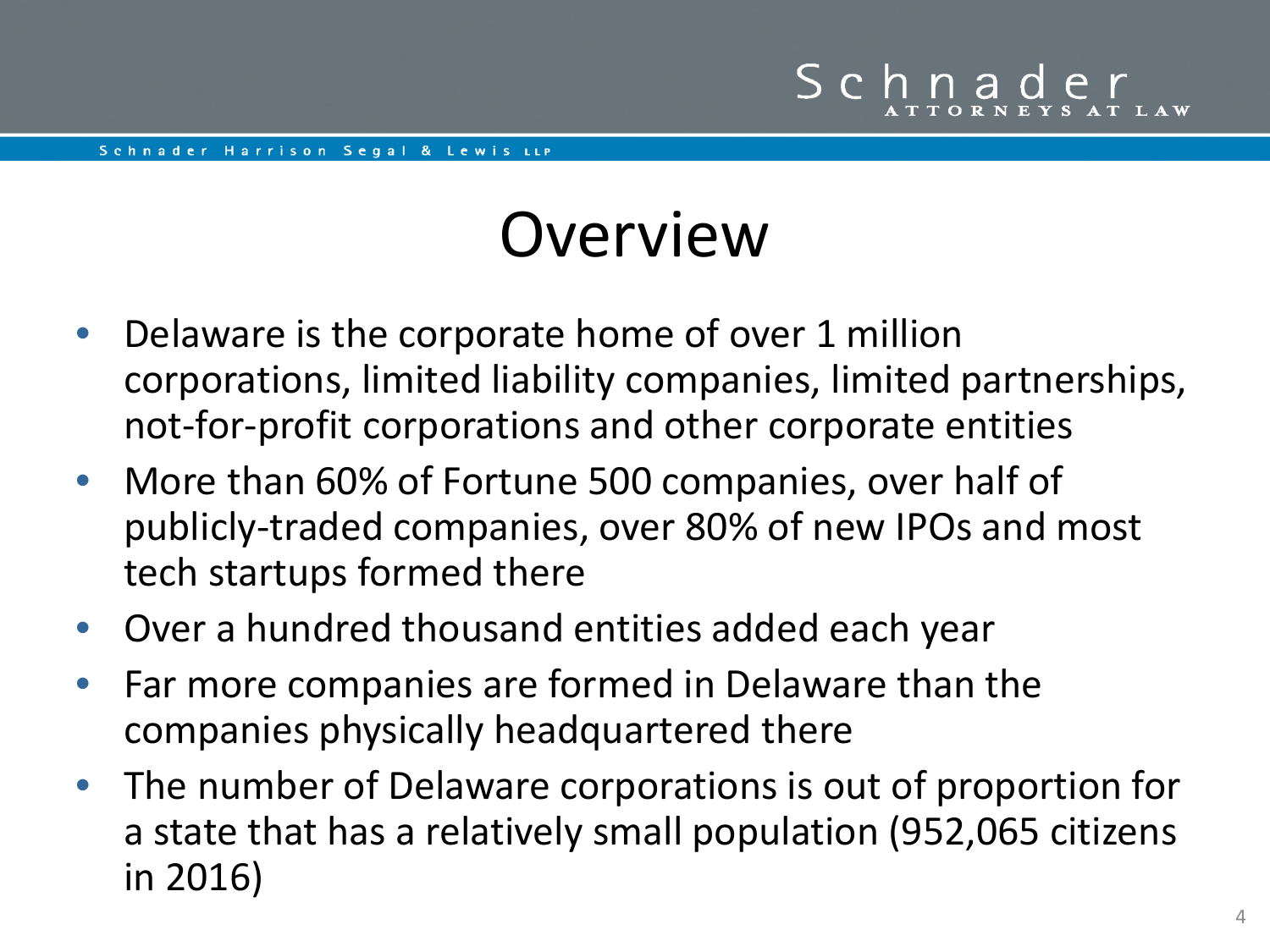# Overview

- Delaware is the corporate home of over 1 million corporations, limited liability companies, limited partnerships, not-for-profit corporations and other corporate entities
- More than 60% of Fortune 500 companies, over half of publicly-traded companies, over 80% of new IPOs and most tech startups formed there
- Over a hundred thousand entities added each year
- Far more companies are formed in Delaware than the companies physically headquartered there
- The number of Delaware corporations is out of proportion for a state that has a relatively small population (952,065 citizens in 2016)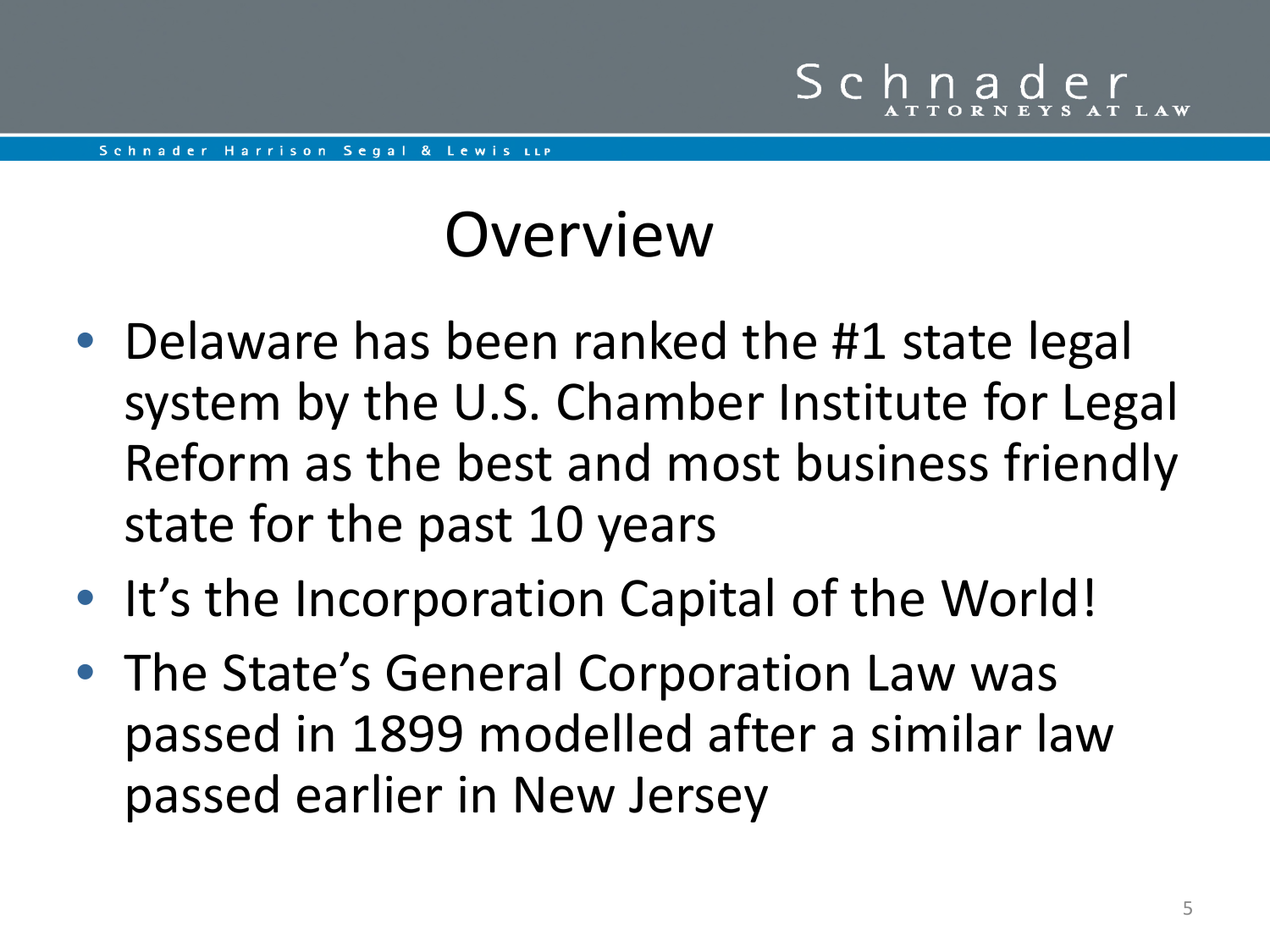# Overview

- Delaware has been ranked the #1 state legal system by the U.S. Chamber Institute for Legal Reform as the best and most business friendly state for the past 10 years
- It's the Incorporation Capital of the World!
- The State's General Corporation Law was passed in 1899 modelled after a similar law passed earlier in New Jersey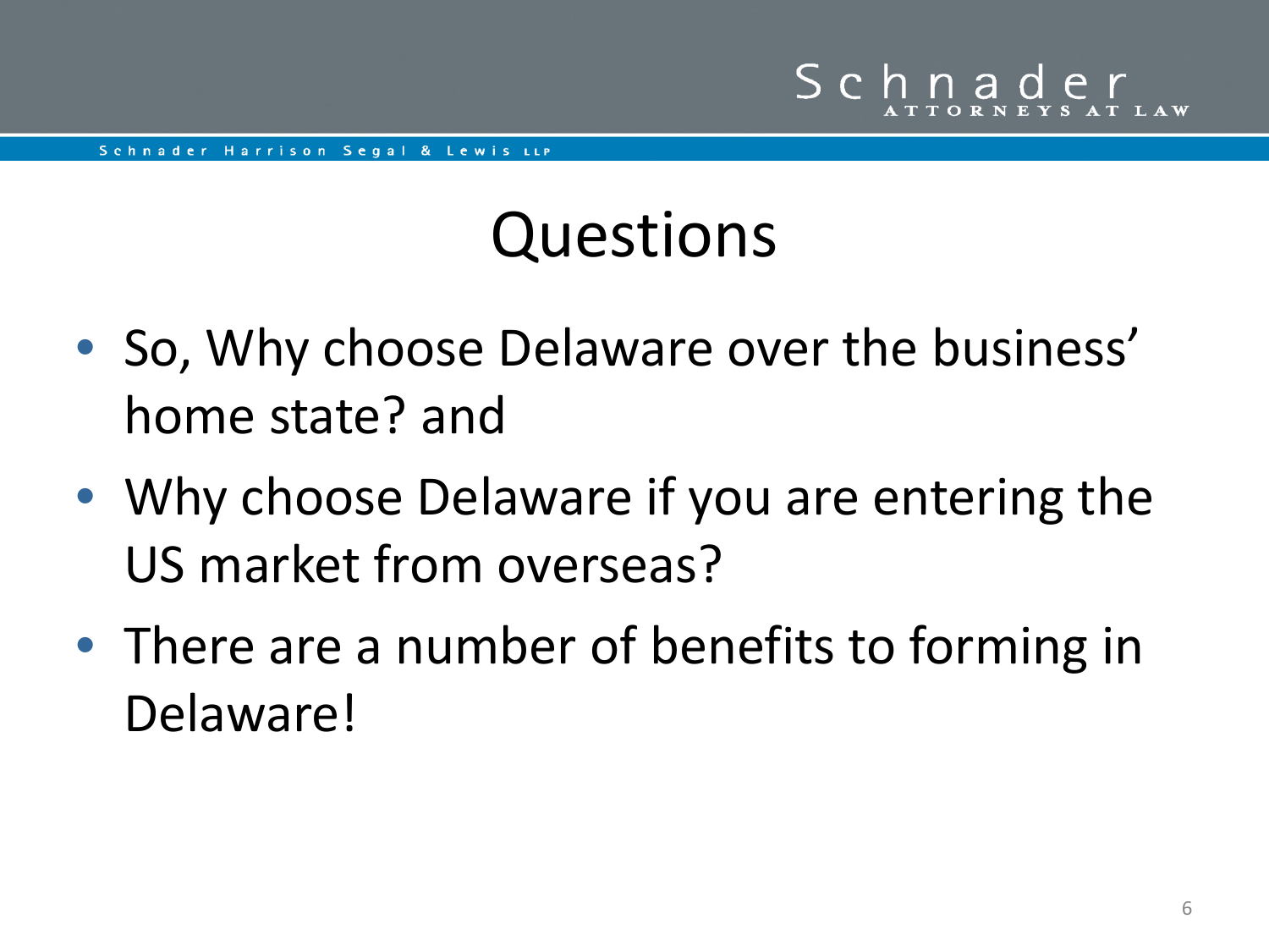# Questions

- So, Why choose Delaware over the business' home state? and
- Why choose Delaware if you are entering the US market from overseas?
- There are a number of benefits to forming in Delaware!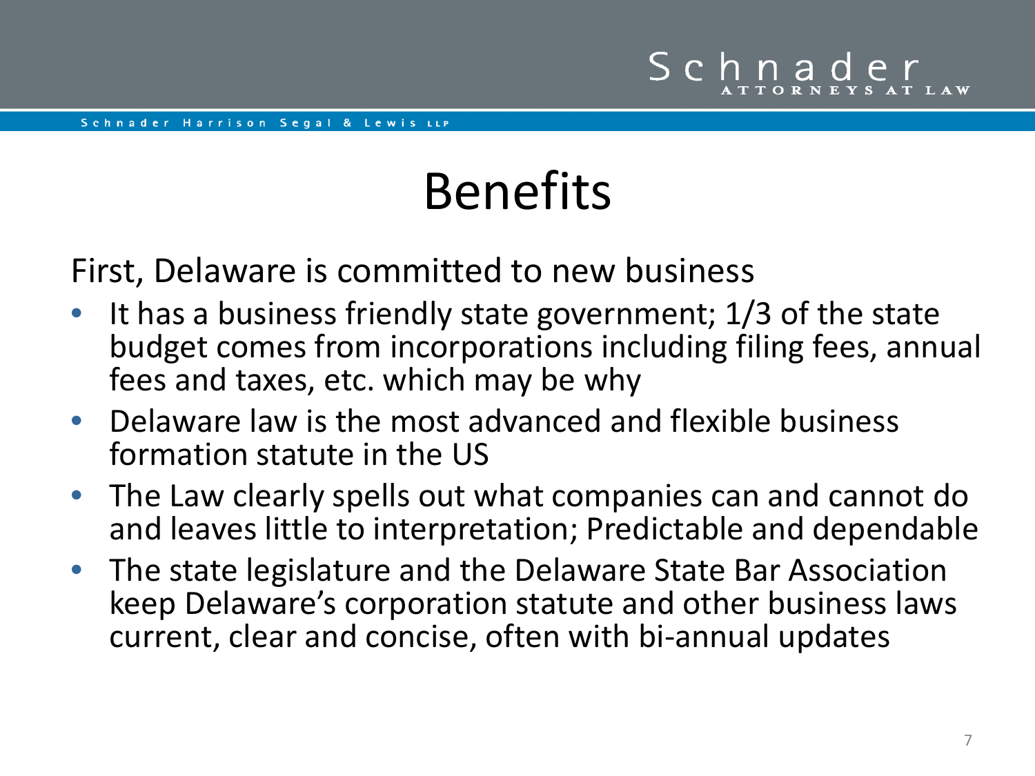# Benefits

First, Delaware is committed to new business

- It has a business friendly state government; 1/3 of the state budget comes from incorporations including filing fees, annual fees and taxes, etc. which may be why
- Delaware law is the most advanced and flexible business formation statute in the US
- The Law clearly spells out what companies can and cannot do and leaves little to interpretation; Predictable and dependable
- The state legislature and the Delaware State Bar Association keep Delaware's corporation statute and other business laws current, clear and concise, often with bi-annual updates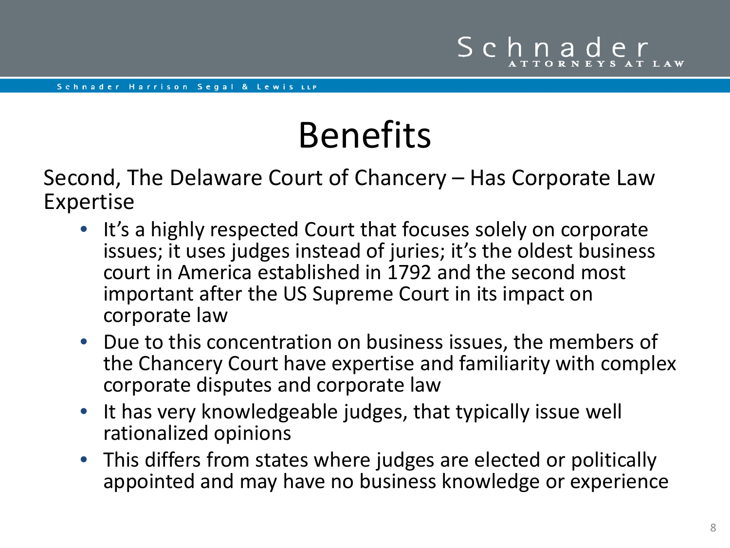# Benefits

Second, The Delaware Court of Chancery – Has Corporate Law Expertise

- It's a highly respected Court that focuses solely on corporate issues; it uses judges instead of juries; it's the oldest business court in America established in 1792 and the second most important after the US Supreme Court in its impact on corporate law
- Due to this concentration on business issues, the members of the Chancery Court have expertise and familiarity with complex corporate disputes and corporate law
- It has very knowledgeable judges, that typically issue well rationalized opinions
- This differs from states where judges are elected or politically appointed and may have no business knowledge or experience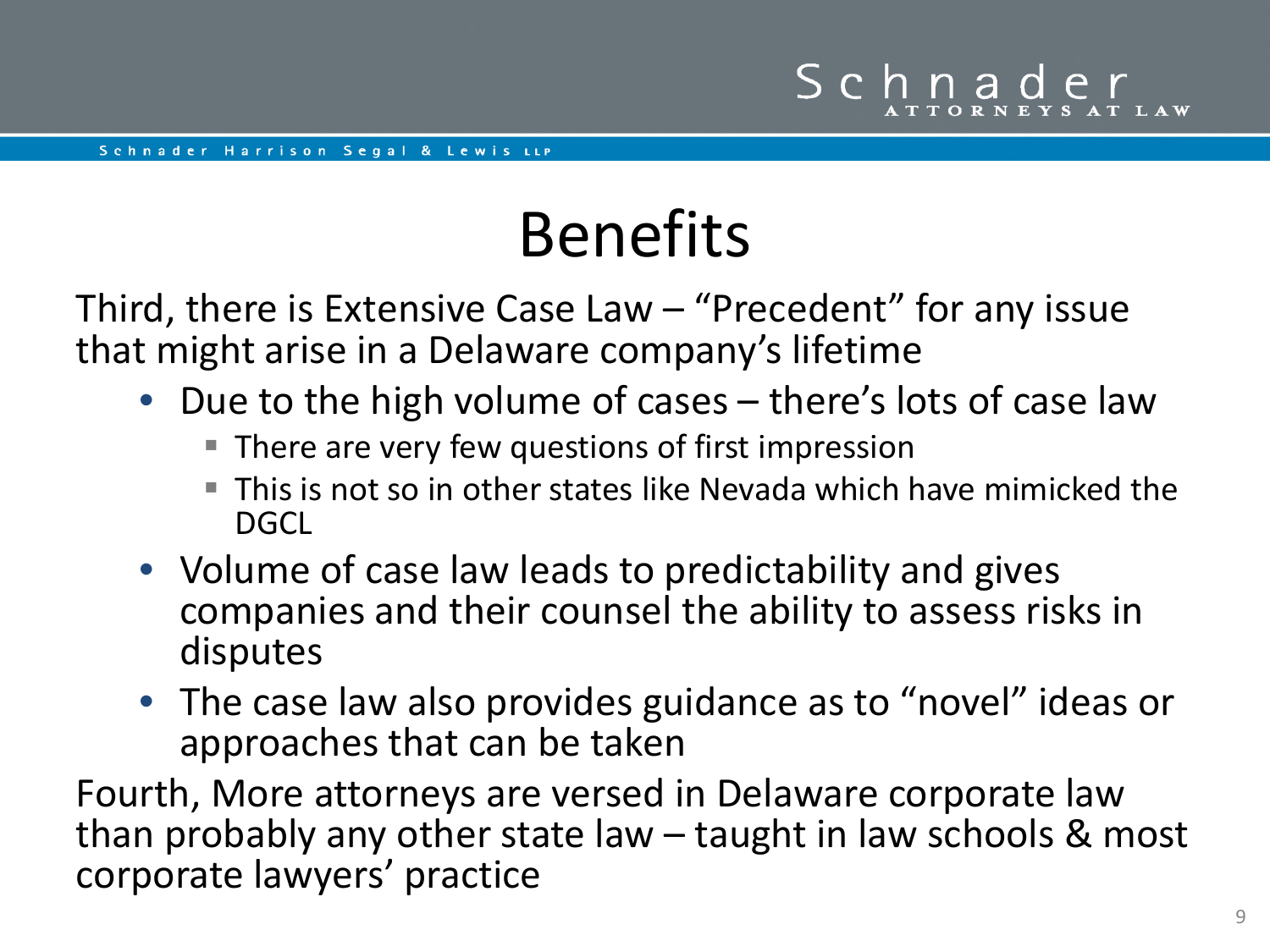# Benefits

Third, there is Extensive Case Law – "Precedent" for any issue that might arise in a Delaware company's lifetime

- Due to the high volume of cases – there's lots of case law
  - There are very few questions of first impression
  - This is not so in other states like Nevada which have mimicked the DGCL
- Volume of case law leads to predictability and gives companies and their counsel the ability to assess risks in disputes
- The case law also provides guidance as to "novel" ideas or approaches that can be taken

Fourth, More attorneys are versed in Delaware corporate law than probably any other state law – taught in law schools & most corporate lawyers' practice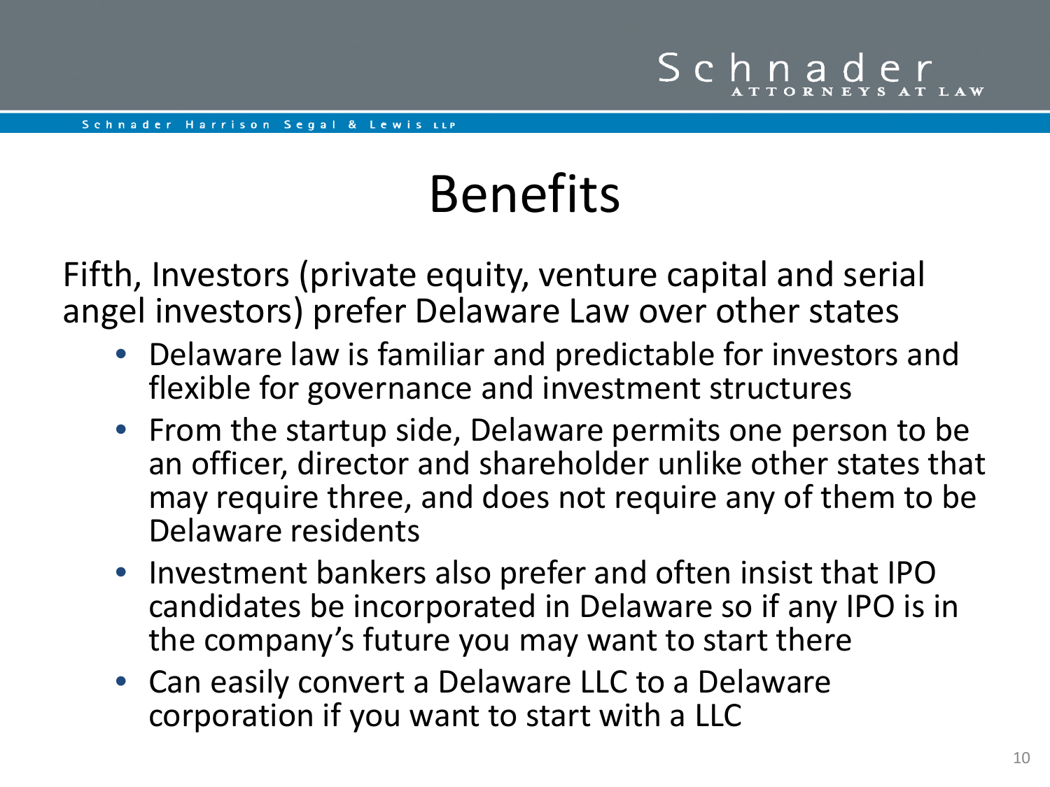# Benefits

Fifth, Investors (private equity, venture capital and serial angel investors) prefer Delaware Law over other states

- Delaware law is familiar and predictable for investors and flexible for governance and investment structures
- From the startup side, Delaware permits one person to be an officer, director and shareholder unlike other states that may require three, and does not require any of them to be Delaware residents
- Investment bankers also prefer and often insist that IPO candidates be incorporated in Delaware so if any IPO is in the company's future you may want to start there
- Can easily convert a Delaware LLC to a Delaware corporation if you want to start with a LLC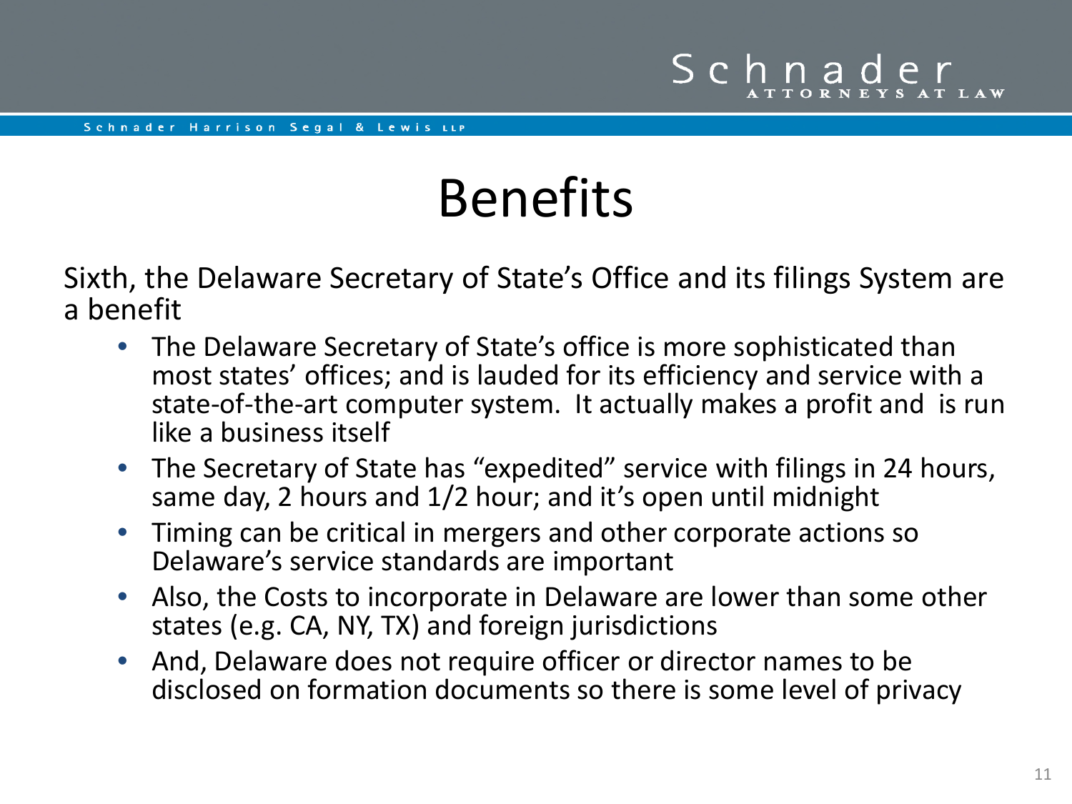# Benefits

Sixth, the Delaware Secretary of State's Office and its filings System are a benefit

- The Delaware Secretary of State's office is more sophisticated than most states' offices; and is lauded for its efficiency and service with a state-of-the-art computer system. It actually makes a profit and is run like a business itself
- The Secretary of State has "expedited" service with filings in 24 hours, same day, 2 hours and 1/2 hour; and it's open until midnight
- Timing can be critical in mergers and other corporate actions so Delaware's service standards are important
- Also, the Costs to incorporate in Delaware are lower than some other states (e.g. CA, NY, TX) and foreign jurisdictions
- And, Delaware does not require officer or director names to be disclosed on formation documents so there is some level of privacy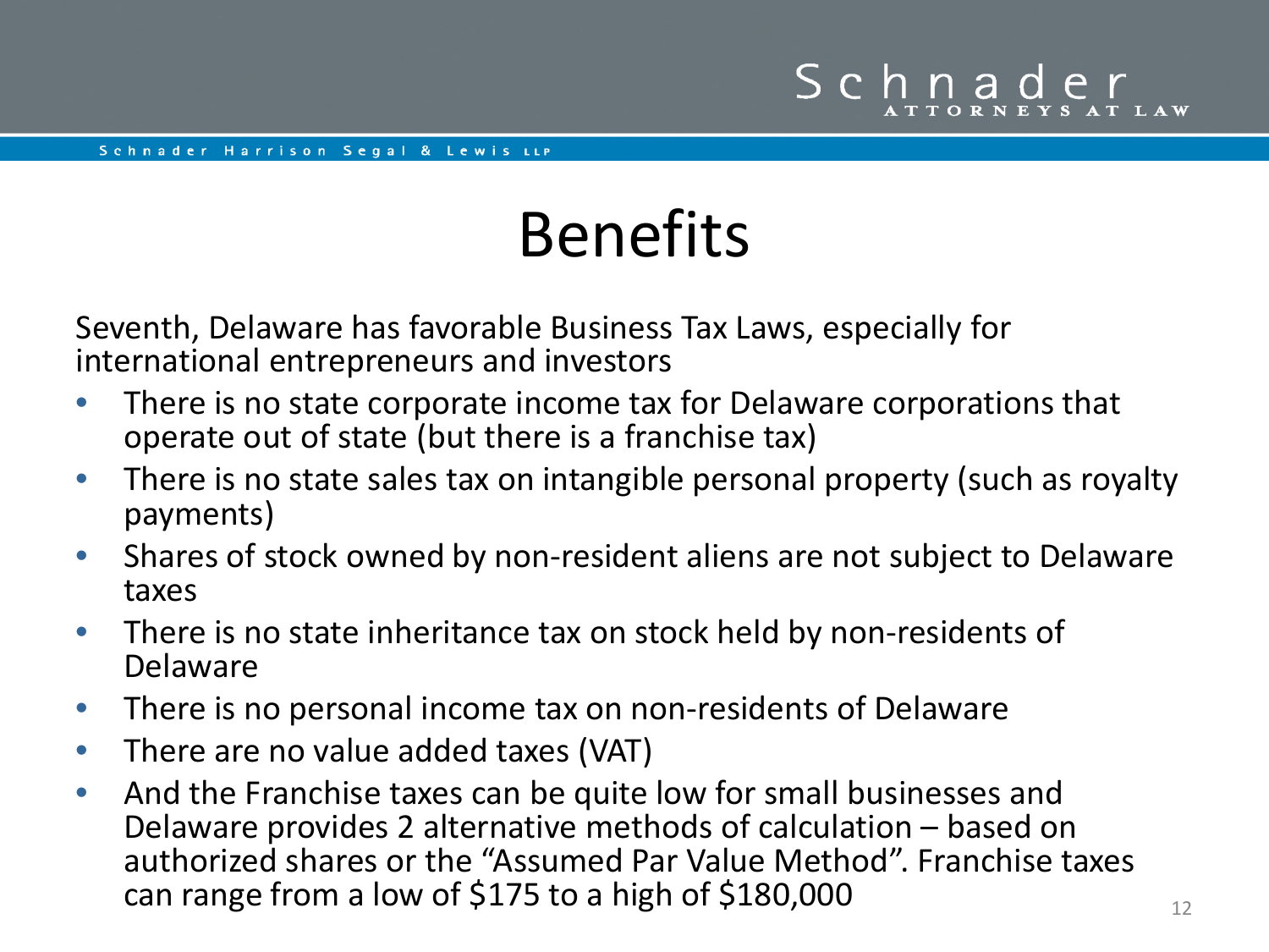# Benefits

Seventh, Delaware has favorable Business Tax Laws, especially for international entrepreneurs and investors

- There is no state corporate income tax for Delaware corporations that operate out of state (but there is a franchise tax)
- There is no state sales tax on intangible personal property (such as royalty payments)
- Shares of stock owned by non-resident aliens are not subject to Delaware taxes
- There is no state inheritance tax on stock held by non-residents of Delaware
- There is no personal income tax on non-residents of Delaware
- There are no value added taxes (VAT)
- And the Franchise taxes can be quite low for small businesses and Delaware provides 2 alternative methods of calculation – based on authorized shares or the "Assumed Par Value Method". Franchise taxes can range from a low of $175 to a high of $180,000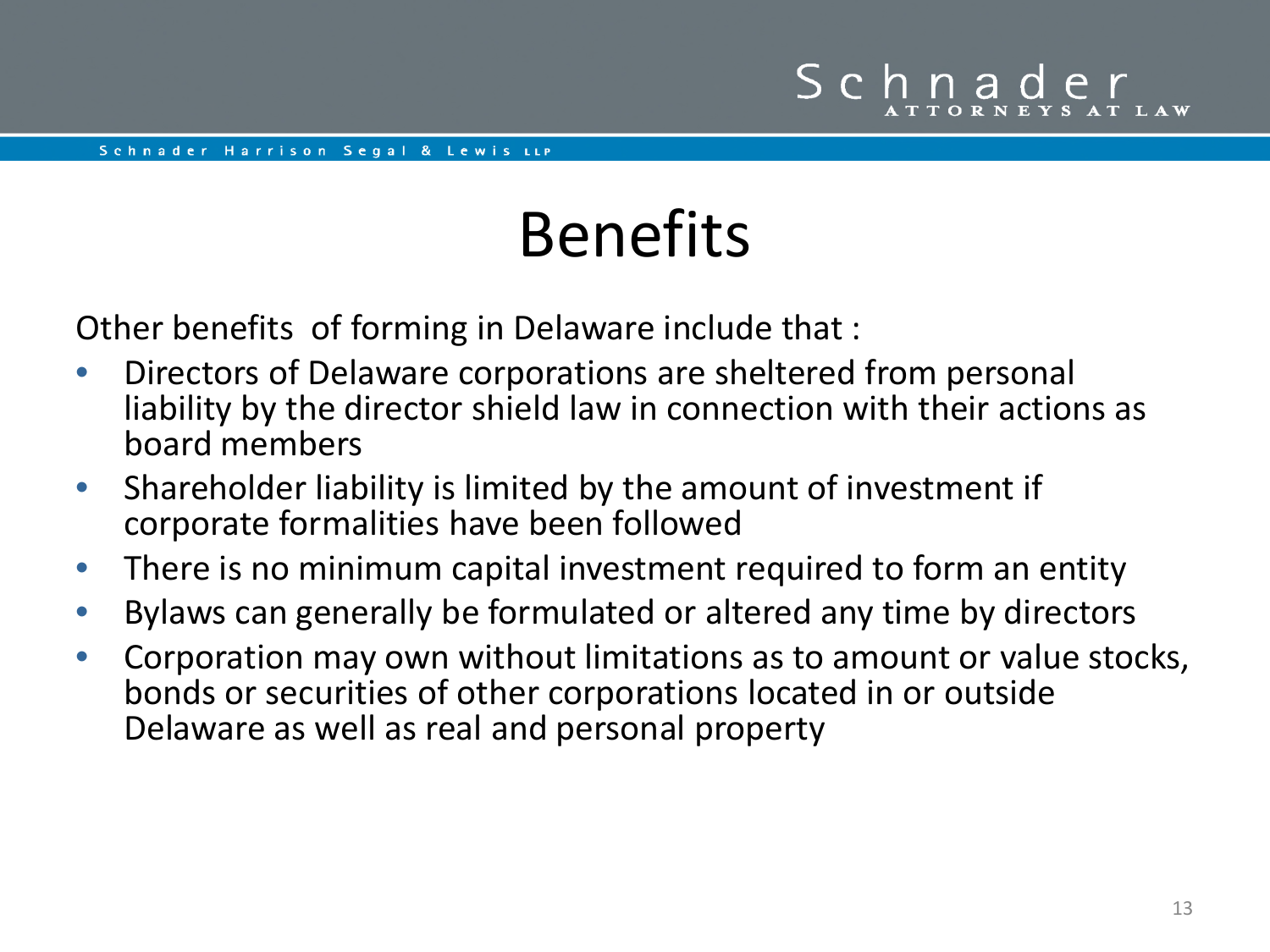# Benefits

Other benefits of forming in Delaware include that :

- Directors of Delaware corporations are sheltered from personal liability by the director shield law in connection with their actions as board members
- Shareholder liability is limited by the amount of investment if corporate formalities have been followed
- There is no minimum capital investment required to form an entity
- Bylaws can generally be formulated or altered any time by directors
- Corporation may own without limitations as to amount or value stocks, bonds or securities of other corporations located in or outside Delaware as well as real and personal property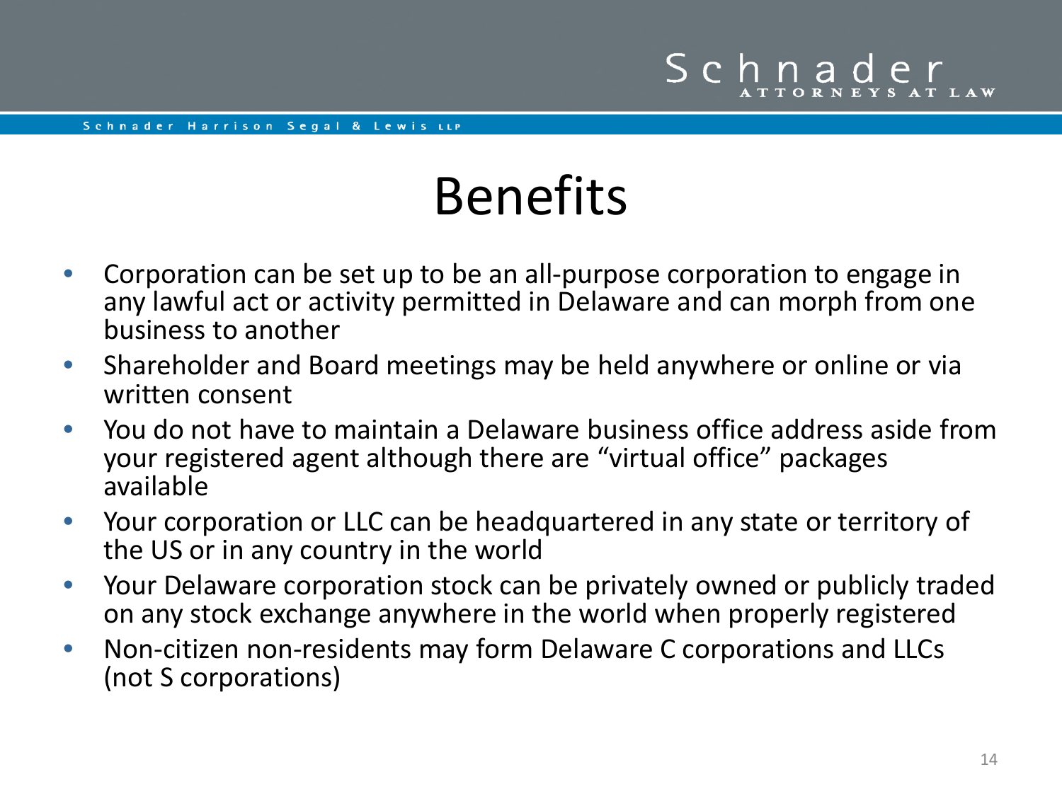# Benefits

- Corporation can be set up to be an all-purpose corporation to engage in any lawful act or activity permitted in Delaware and can morph from one business to another
- Shareholder and Board meetings may be held anywhere or online or via written consent
- You do not have to maintain a Delaware business office address aside from your registered agent although there are "virtual office" packages available
- Your corporation or LLC can be headquartered in any state or territory of the US or in any country in the world
- Your Delaware corporation stock can be privately owned or publicly traded on any stock exchange anywhere in the world when properly registered
- Non-citizen non-residents may form Delaware C corporations and LLCs (not S corporations)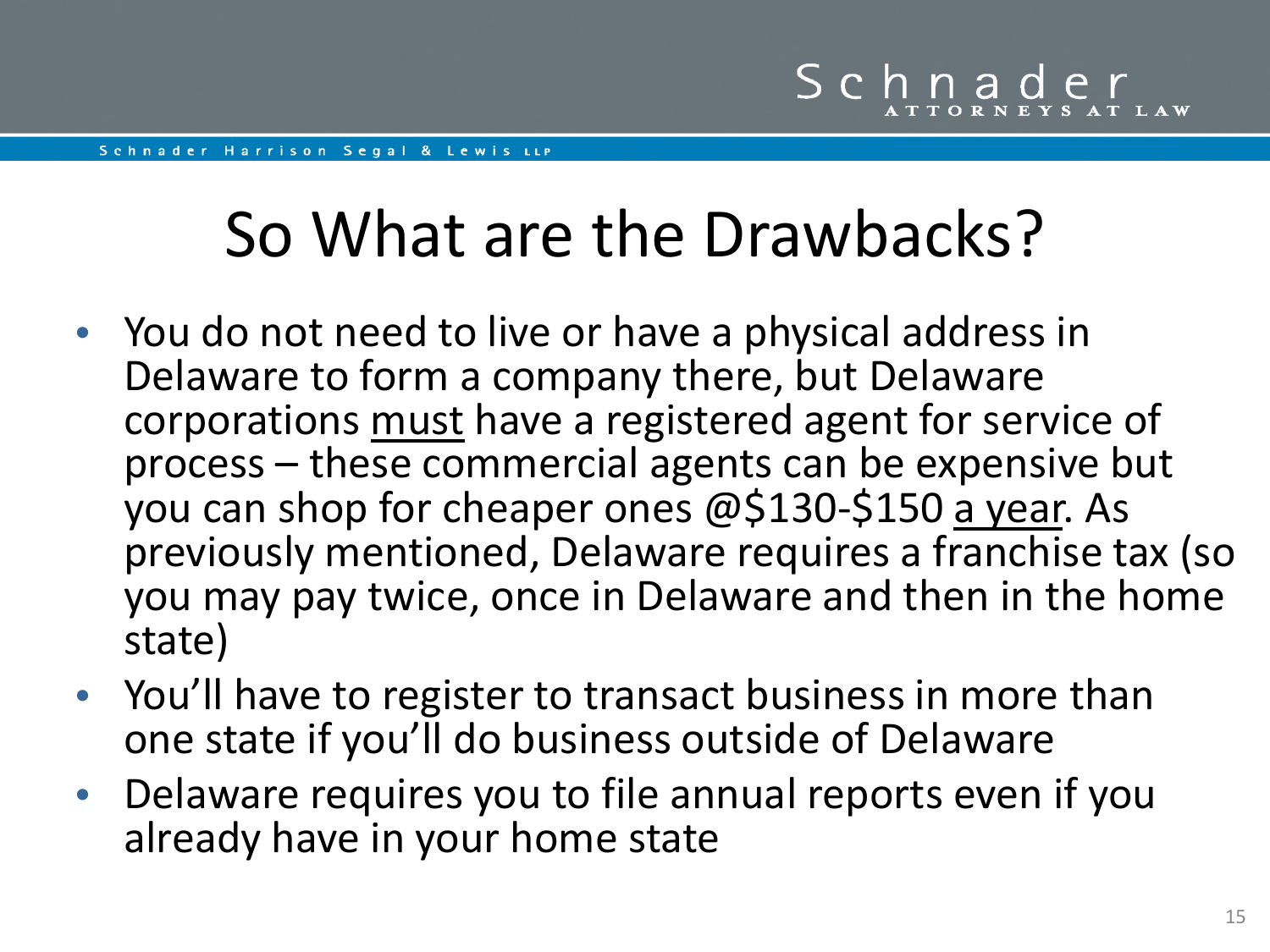# So What are the Drawbacks?

- You do not need to live or have a physical address in Delaware to form a company there, but Delaware corporations <u>must</u> have a registered agent for service of process – these commercial agents can be expensive but you can shop for cheaper ones @$130-$150 <u>a year</u>. As previously mentioned, Delaware requires a franchise tax (so you may pay twice, once in Delaware and then in the home state)
- You'll have to register to transact business in more than one state if you'll do business outside of Delaware
- Delaware requires you to file annual reports even if you already have in your home state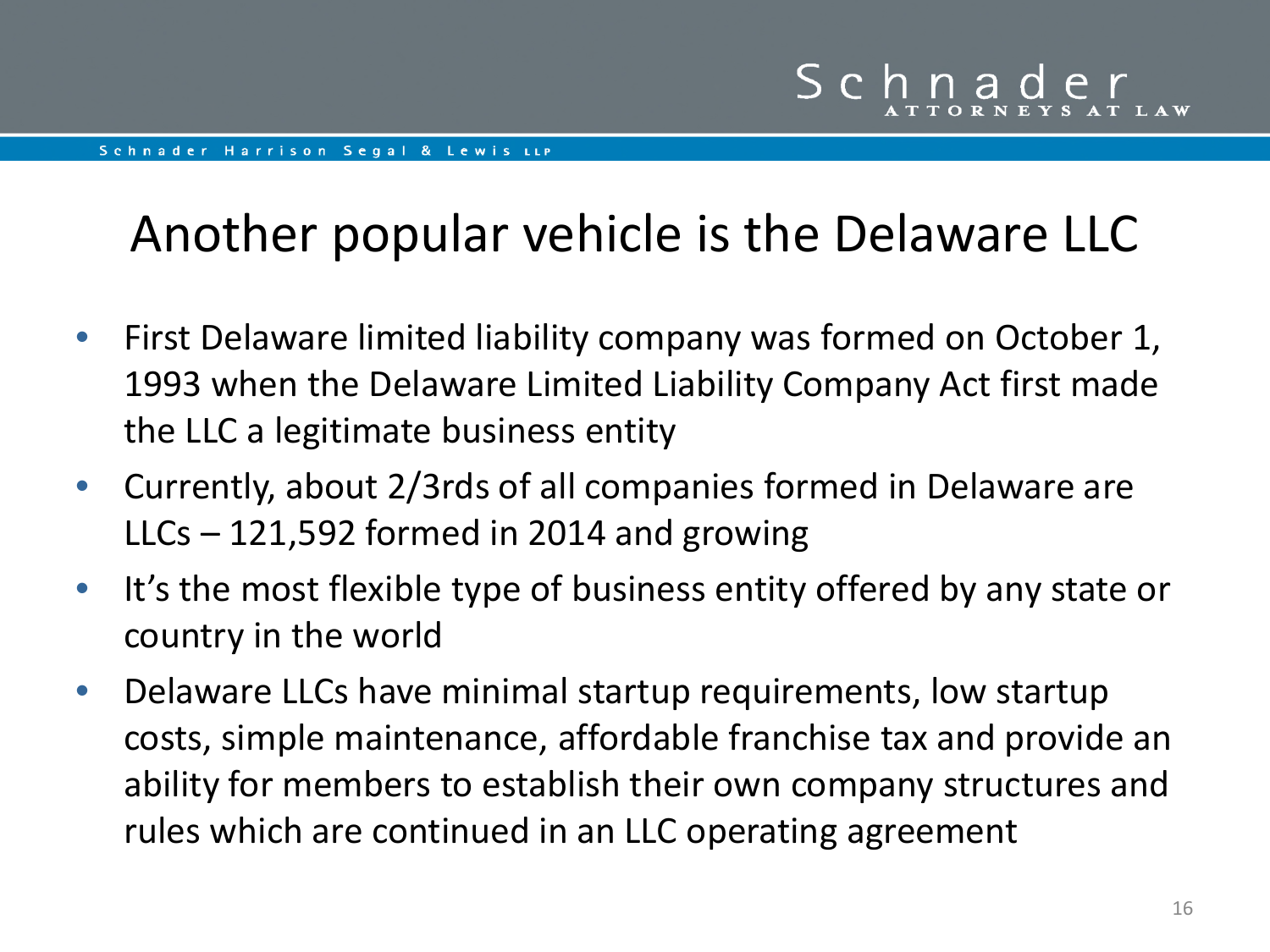# Another popular vehicle is the Delaware LLC

- First Delaware limited liability company was formed on October 1, 1993 when the Delaware Limited Liability Company Act first made the LLC a legitimate business entity
- Currently, about 2/3rds of all companies formed in Delaware are LLCs – 121,592 formed in 2014 and growing
- It's the most flexible type of business entity offered by any state or country in the world
- Delaware LLCs have minimal startup requirements, low startup costs, simple maintenance, affordable franchise tax and provide an ability for members to establish their own company structures and rules which are continued in an LLC operating agreement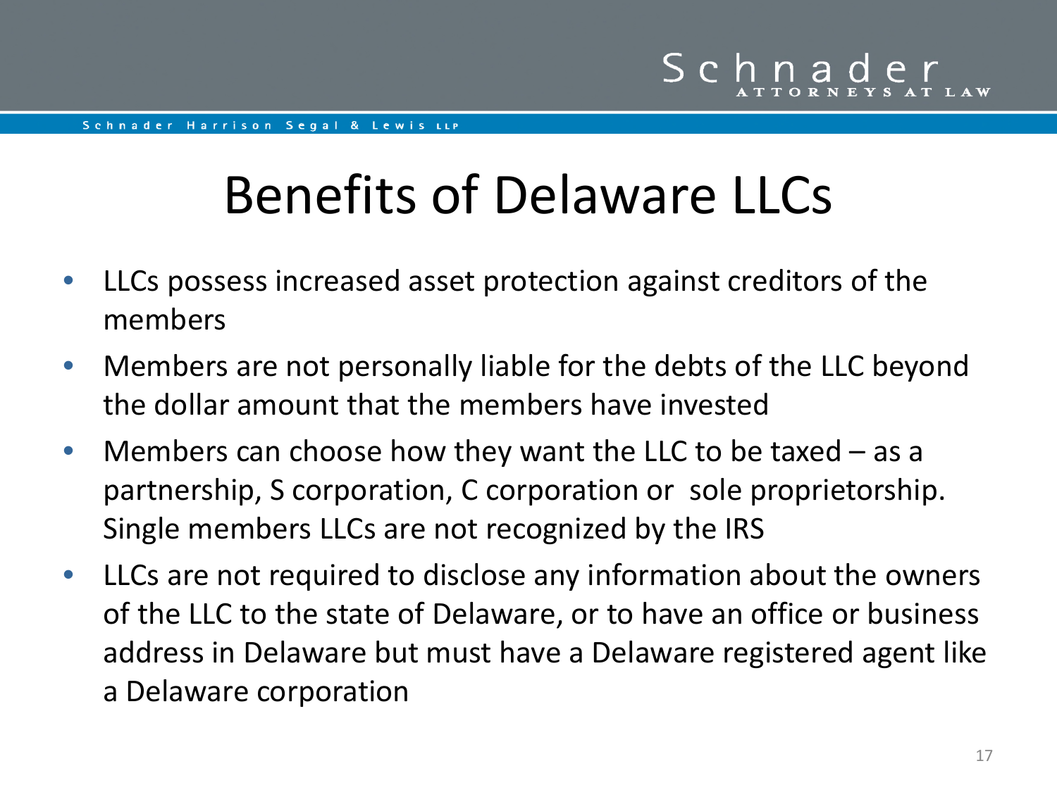# Benefits of Delaware LLCs

- LLCs possess increased asset protection against creditors of the members
- Members are not personally liable for the debts of the LLC beyond the dollar amount that the members have invested
- Members can choose how they want the LLC to be taxed – as a partnership, S corporation, C corporation or  sole proprietorship. Single members LLCs are not recognized by the IRS
- LLCs are not required to disclose any information about the owners of the LLC to the state of Delaware, or to have an office or business address in Delaware but must have a Delaware registered agent like a Delaware corporation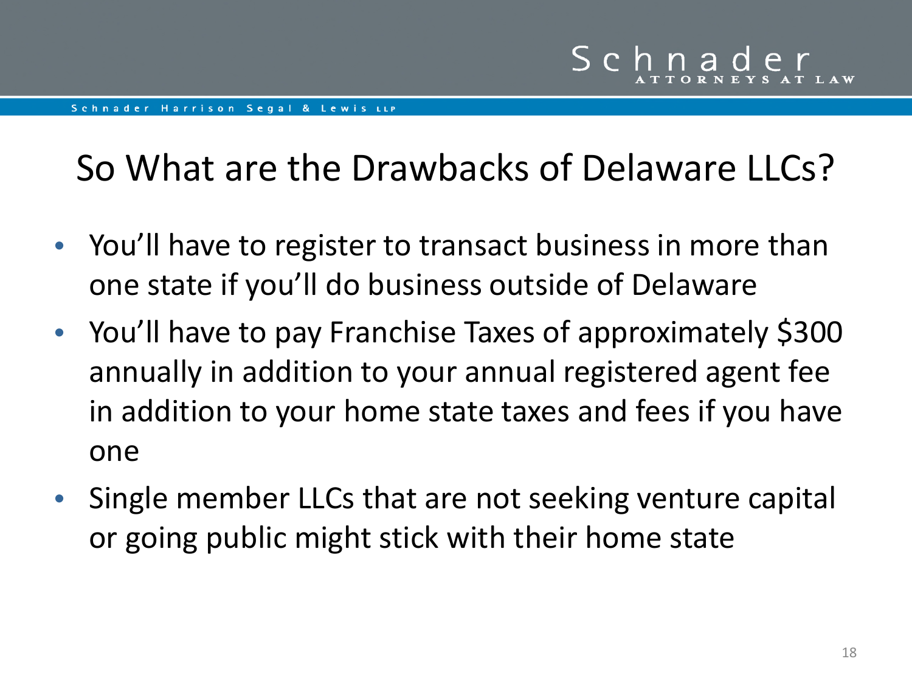# So What are the Drawbacks of Delaware LLCs?

- You'll have to register to transact business in more than one state if you'll do business outside of Delaware
- You'll have to pay Franchise Taxes of approximately $300 annually in addition to your annual registered agent fee in addition to your home state taxes and fees if you have one
- Single member LLCs that are not seeking venture capital or going public might stick with their home state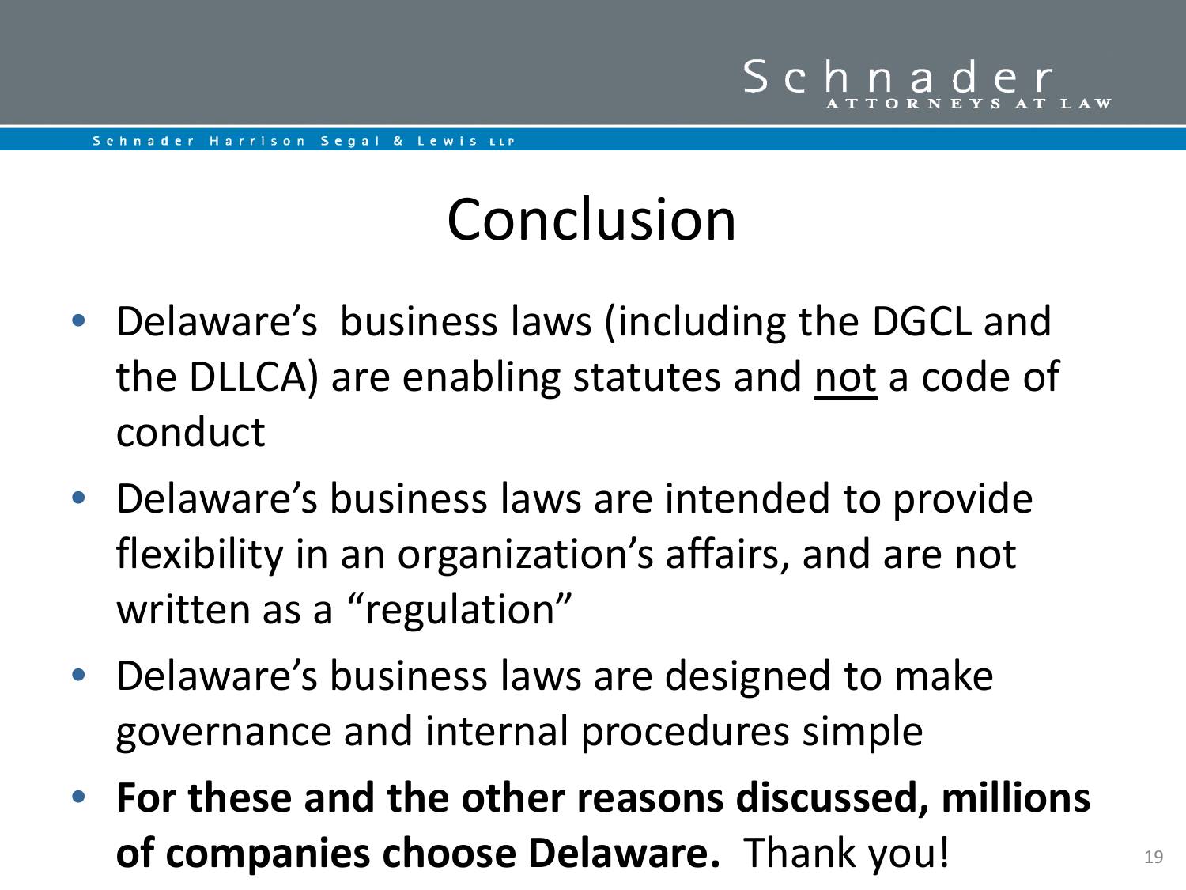# Conclusion

- Delaware's business laws (including the DGCL and the DLLCA) are enabling statutes and <u>not</u> a code of conduct
- Delaware's business laws are intended to provide flexibility in an organization's affairs, and are not written as a "regulation"
- Delaware's business laws are designed to make governance and internal procedures simple
- **For these and the other reasons discussed, millions of companies choose Delaware.** Thank you!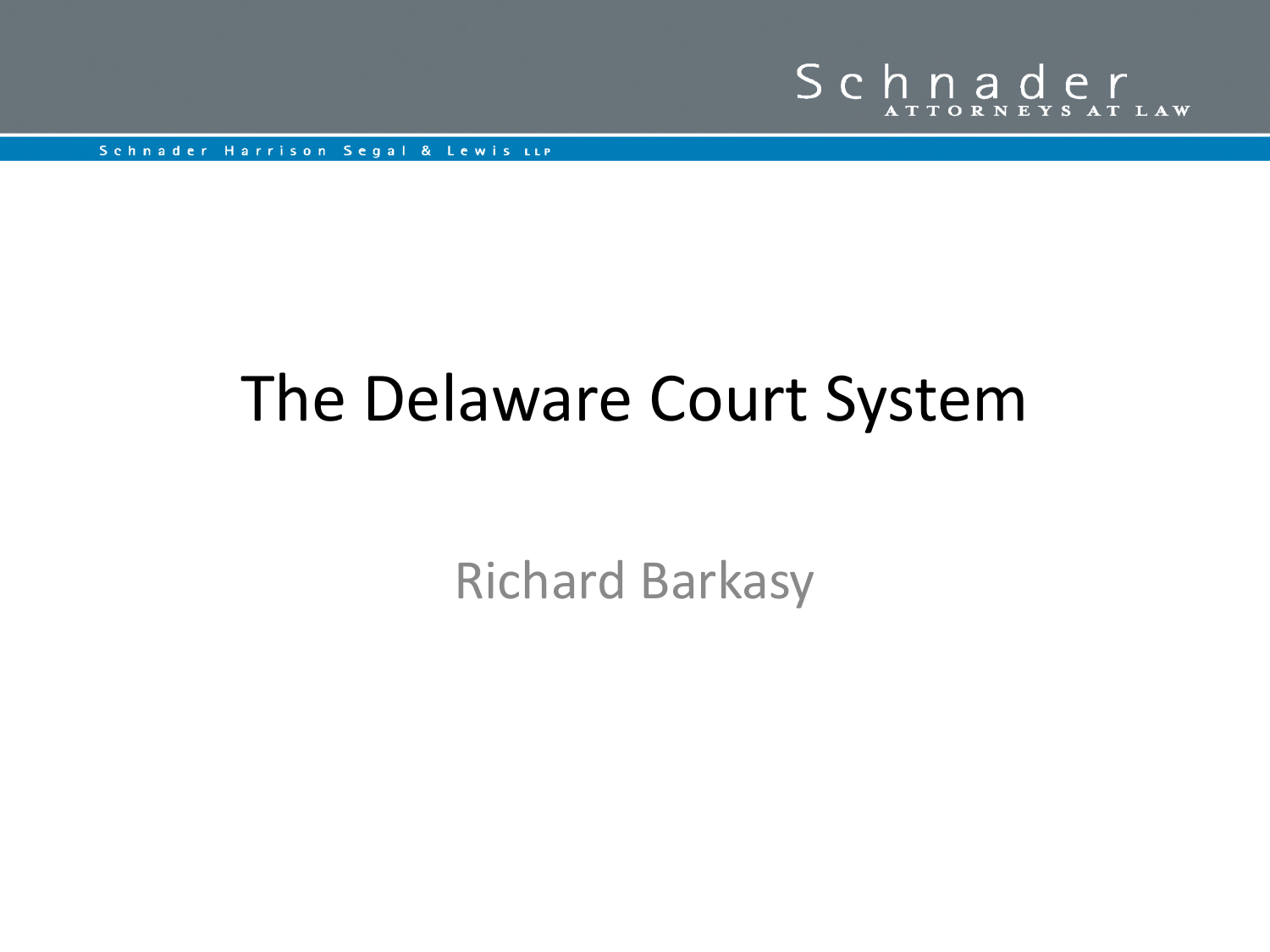# The Delaware Court System

Richard Barkasy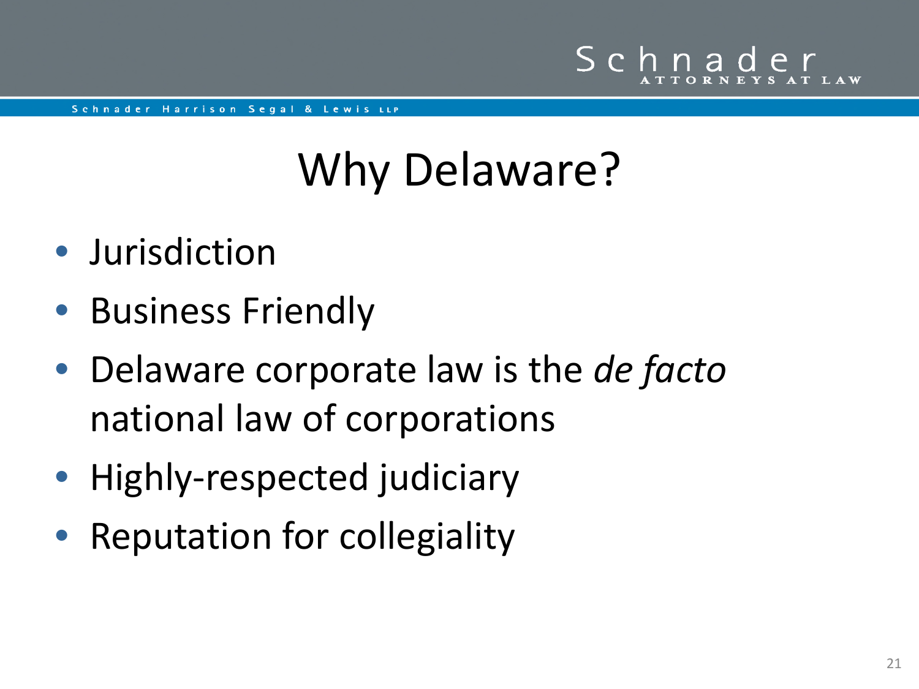# Why Delaware?

- Jurisdiction
- Business Friendly
- Delaware corporate law is the *de facto* national law of corporations
- Highly-respected judiciary
- Reputation for collegiality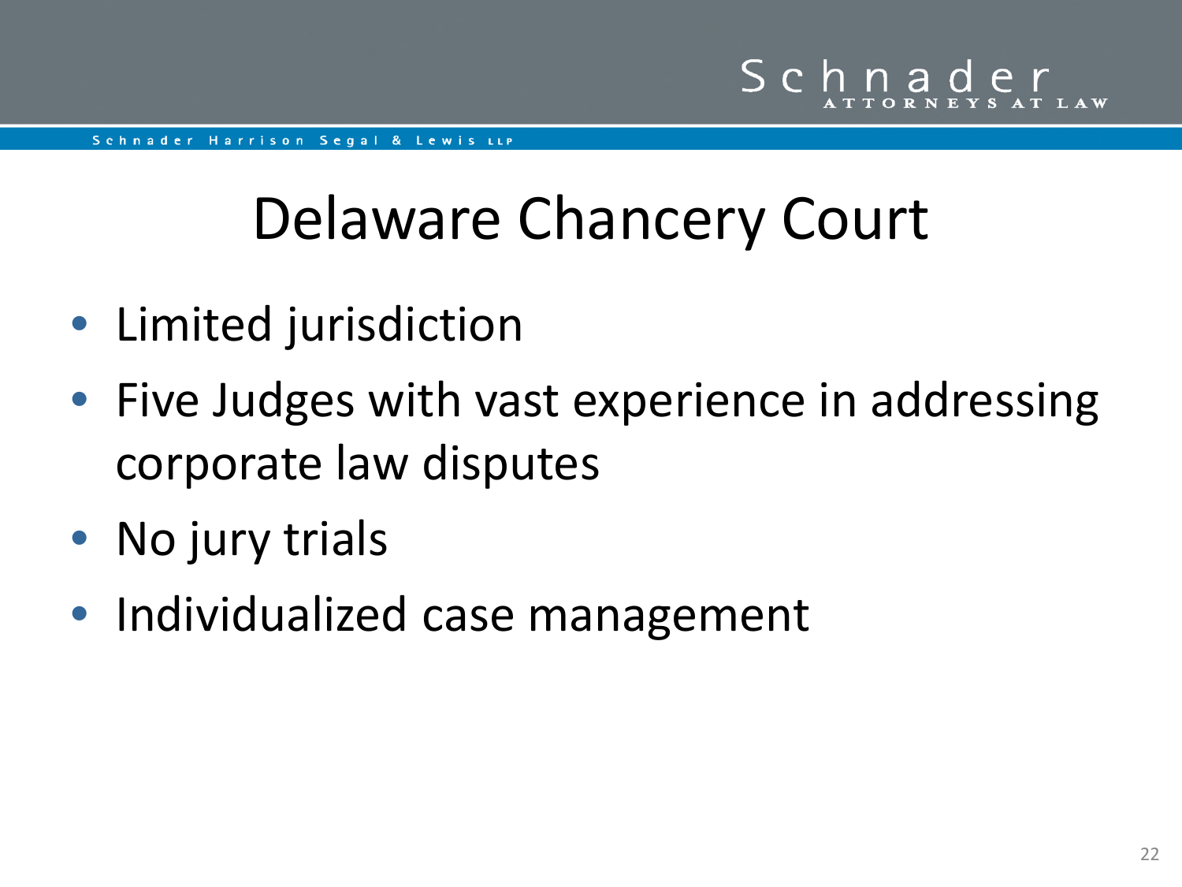# Delaware Chancery Court

- Limited jurisdiction
- Five Judges with vast experience in addressing corporate law disputes
- No jury trials
- Individualized case management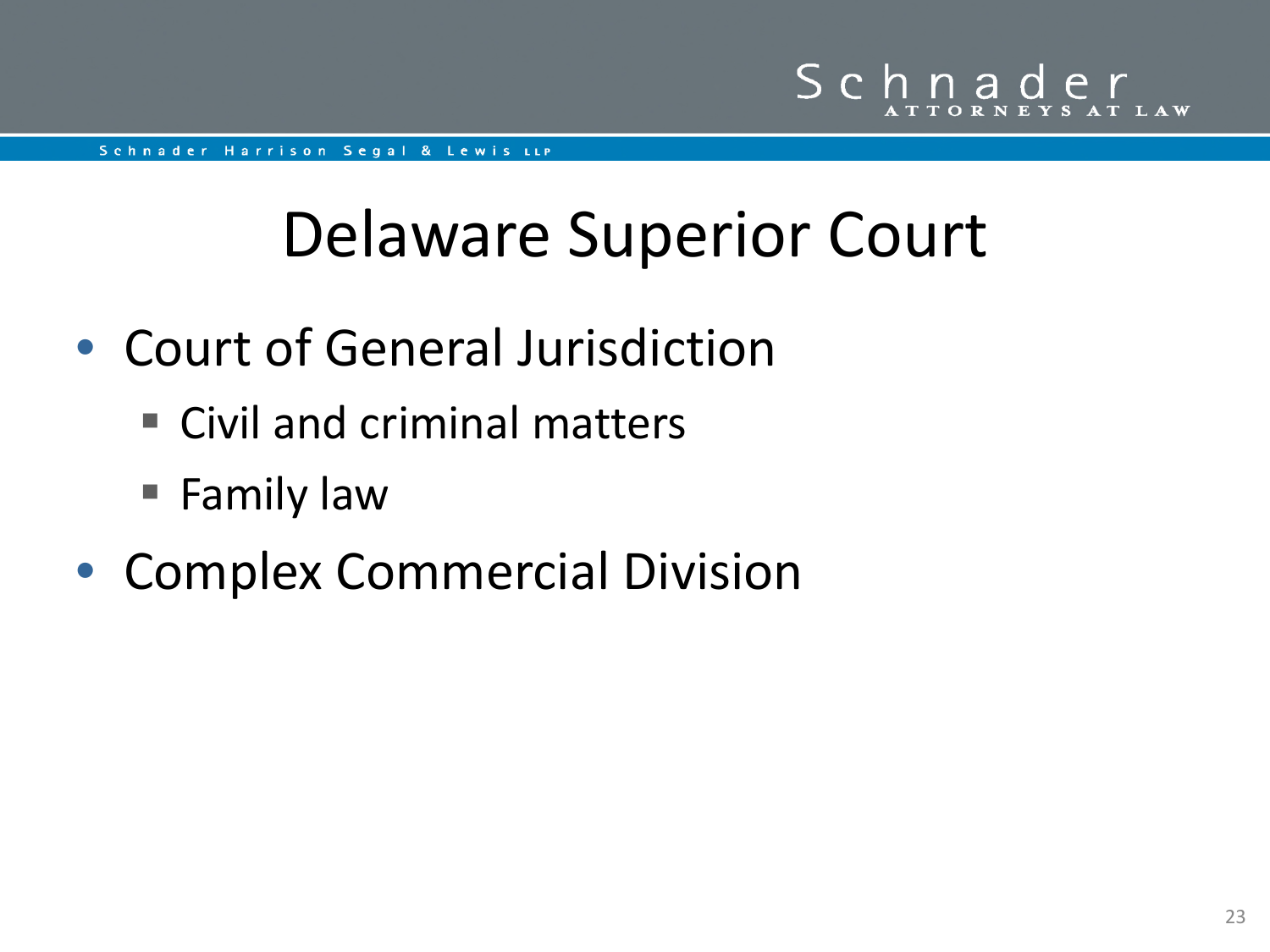# Delaware Superior Court

- Court of General Jurisdiction
  - Civil and criminal matters
  - Family law
- Complex Commercial Division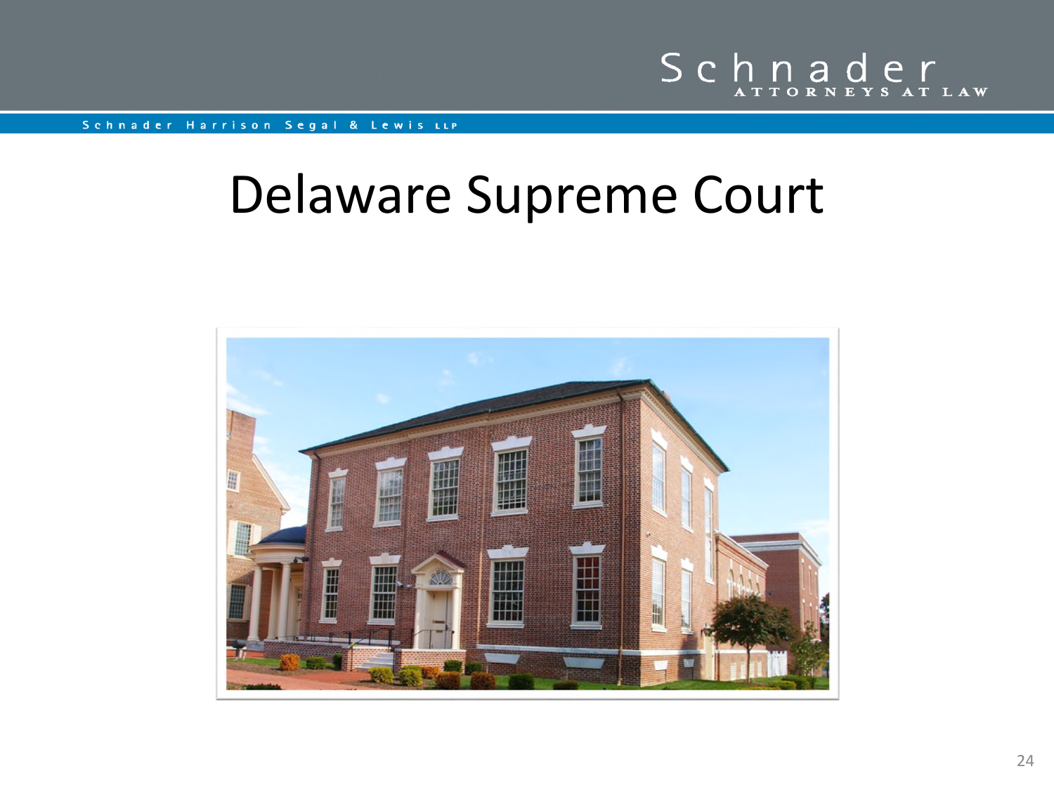# Delaware Supreme Court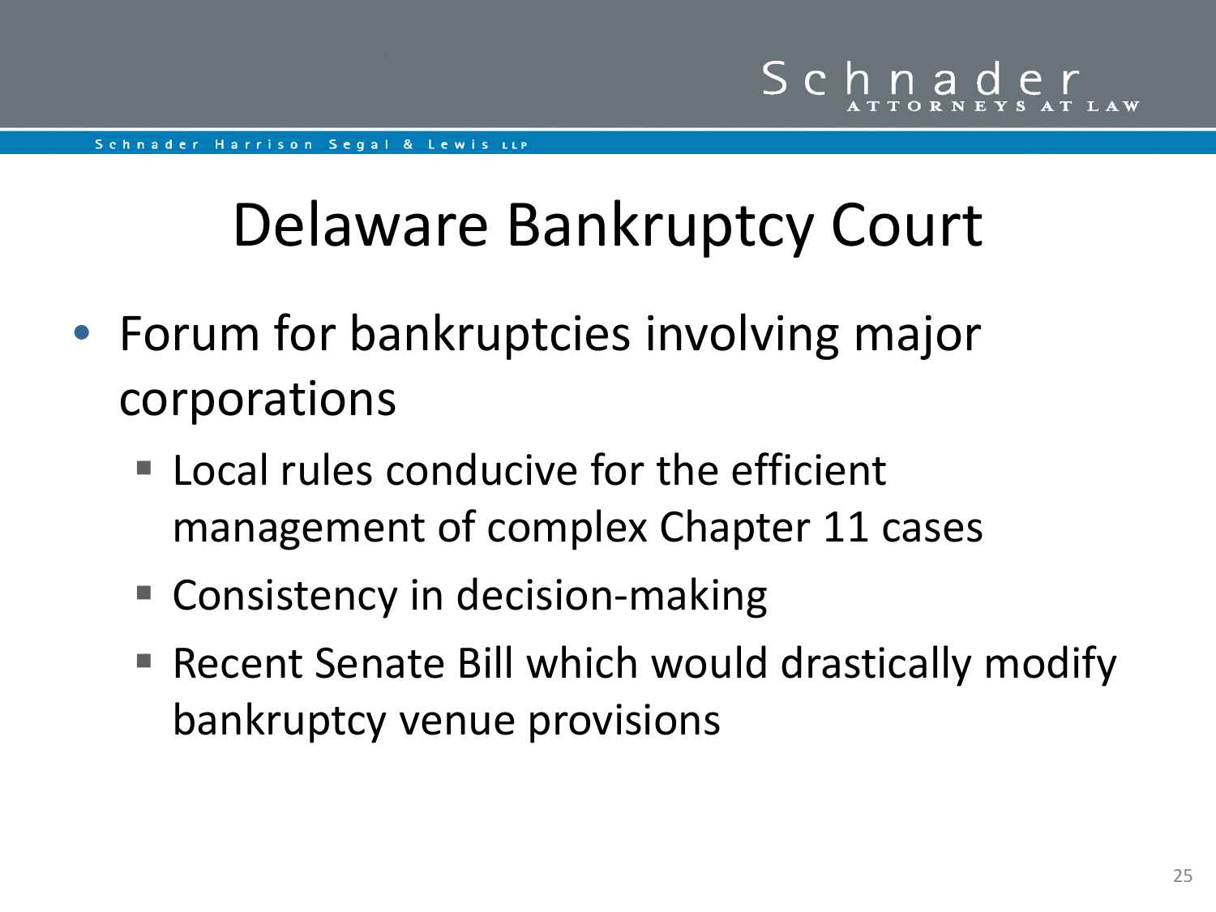# Delaware Bankruptcy Court

- Forum for bankruptcies involving major corporations
  - Local rules conducive for the efficient management of complex Chapter 11 cases
  - Consistency in decision-making
  - Recent Senate Bill which would drastically modify bankruptcy venue provisions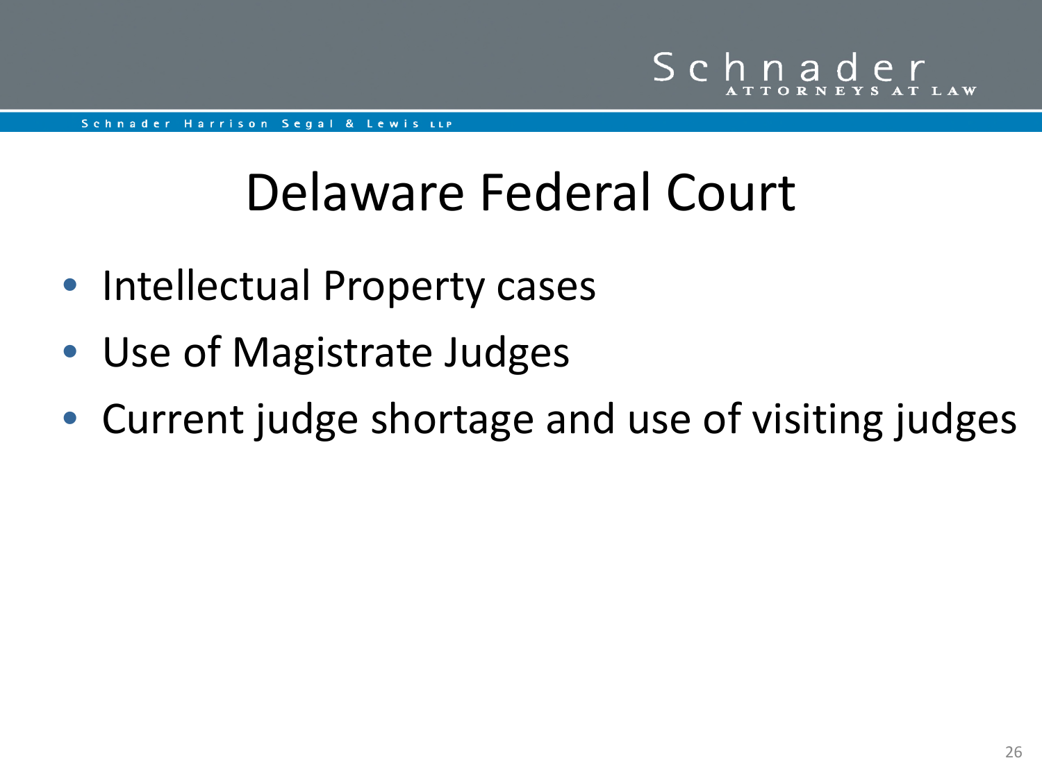# Delaware Federal Court

- Intellectual Property cases
- Use of Magistrate Judges
- Current judge shortage and use of visiting judges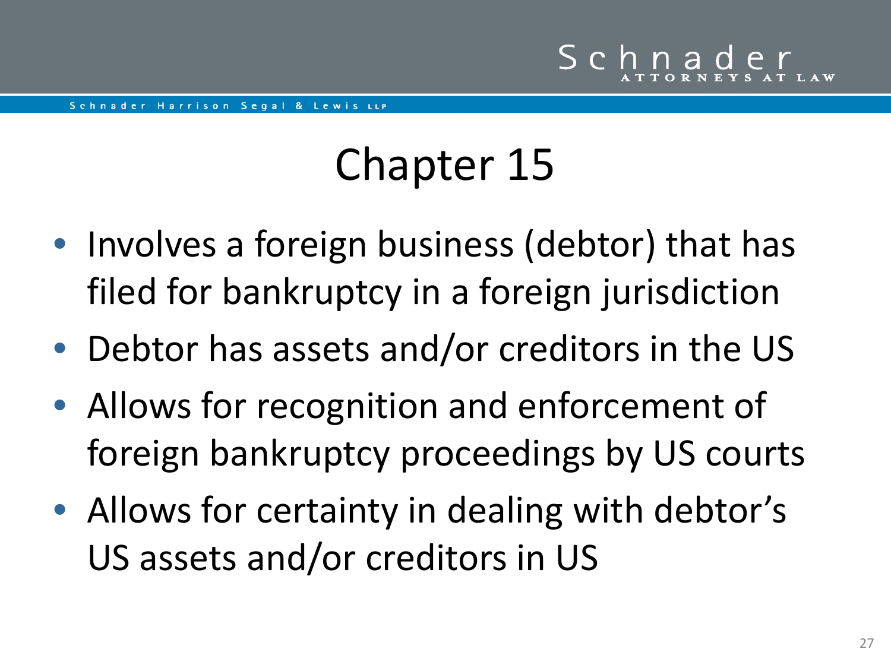# Chapter 15

- Involves a foreign business (debtor) that has filed for bankruptcy in a foreign jurisdiction
- Debtor has assets and/or creditors in the US
- Allows for recognition and enforcement of foreign bankruptcy proceedings by US courts
- Allows for certainty in dealing with debtor's US assets and/or creditors in US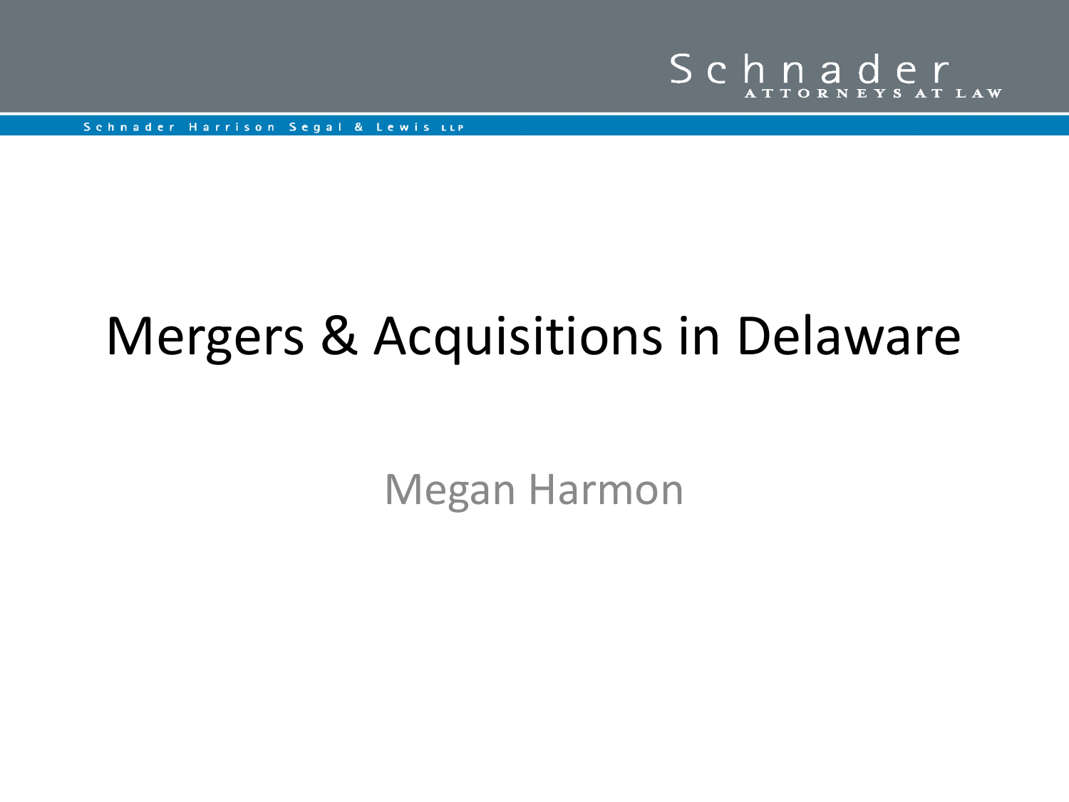# Mergers & Acquisitions in Delaware

Megan Harmon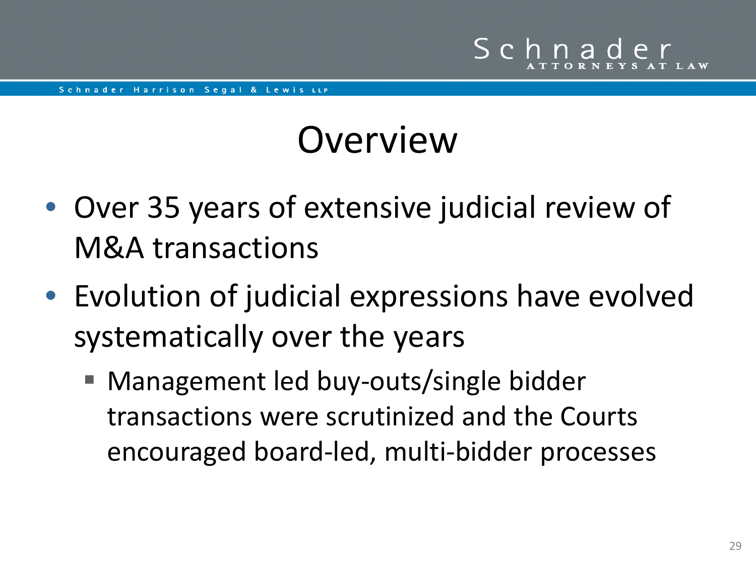# Overview

- Over 35 years of extensive judicial review of M&A transactions
- Evolution of judicial expressions have evolved systematically over the years
  - Management led buy-outs/single bidder transactions were scrutinized and the Courts encouraged board-led, multi-bidder processes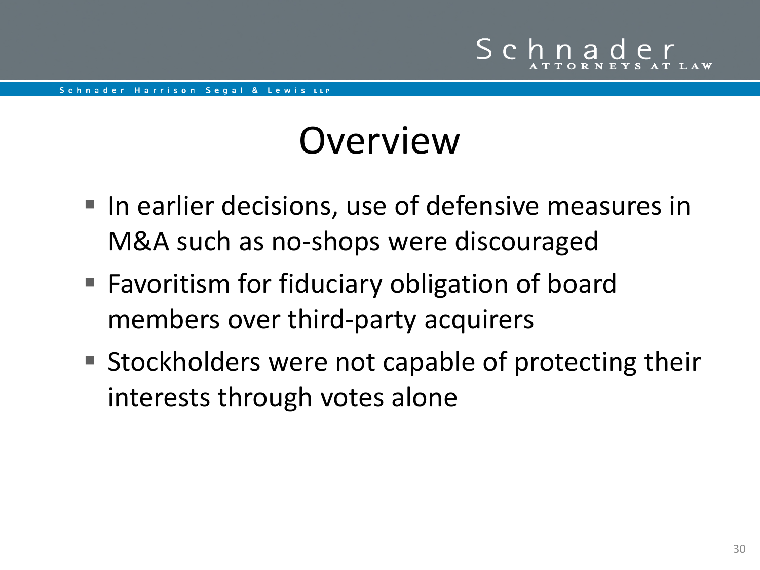# Overview

- In earlier decisions, use of defensive measures in M&A such as no-shops were discouraged
- Favoritism for fiduciary obligation of board members over third-party acquirers
- Stockholders were not capable of protecting their interests through votes alone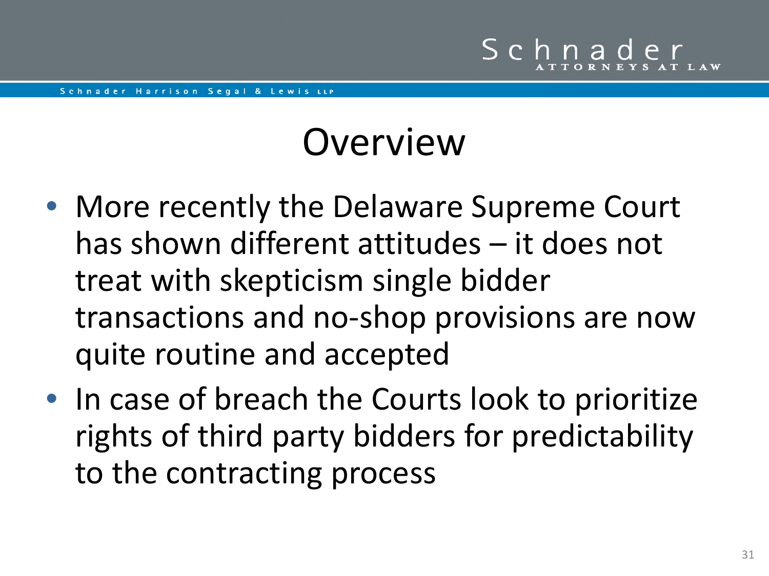# Overview

- More recently the Delaware Supreme Court has shown different attitudes – it does not treat with skepticism single bidder transactions and no-shop provisions are now quite routine and accepted
- In case of breach the Courts look to prioritize rights of third party bidders for predictability to the contracting process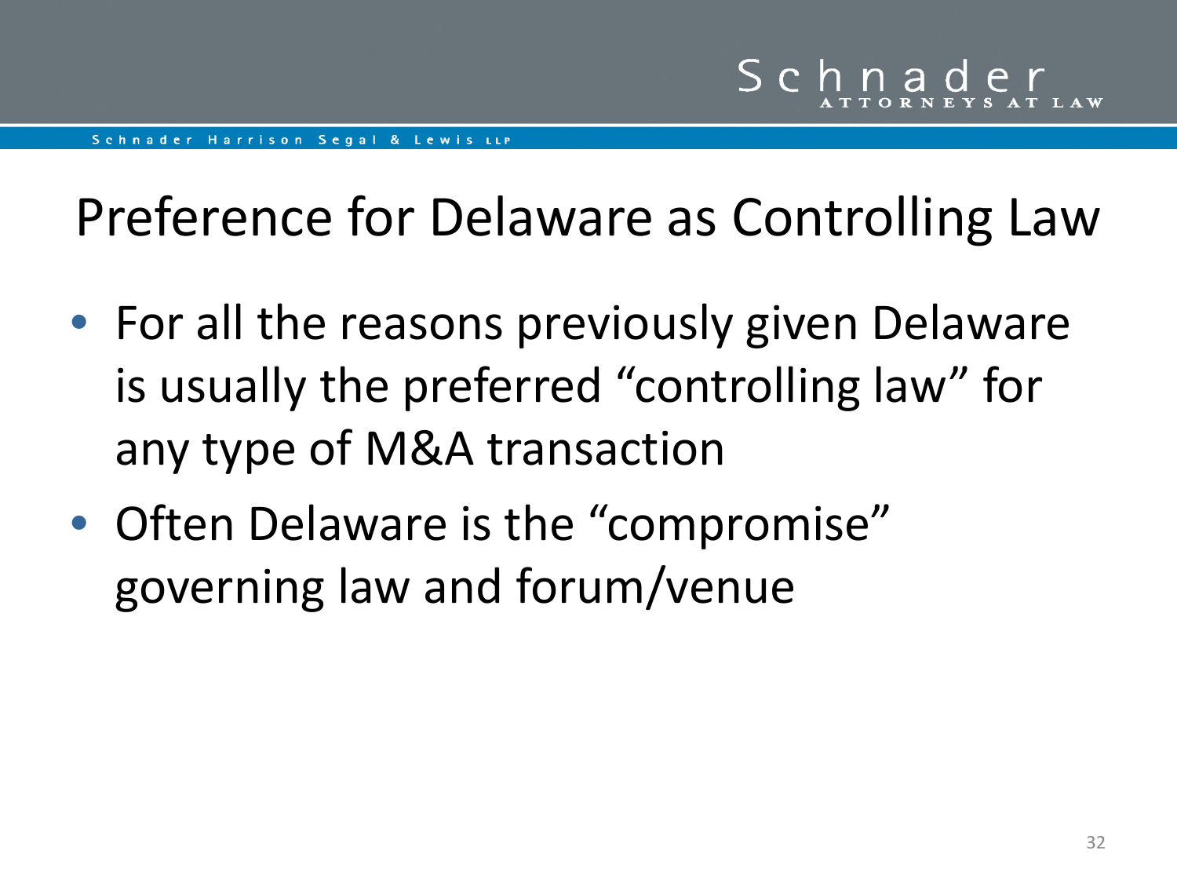# Preference for Delaware as Controlling Law

- For all the reasons previously given Delaware is usually the preferred "controlling law" for any type of M&A transaction
- Often Delaware is the "compromise" governing law and forum/venue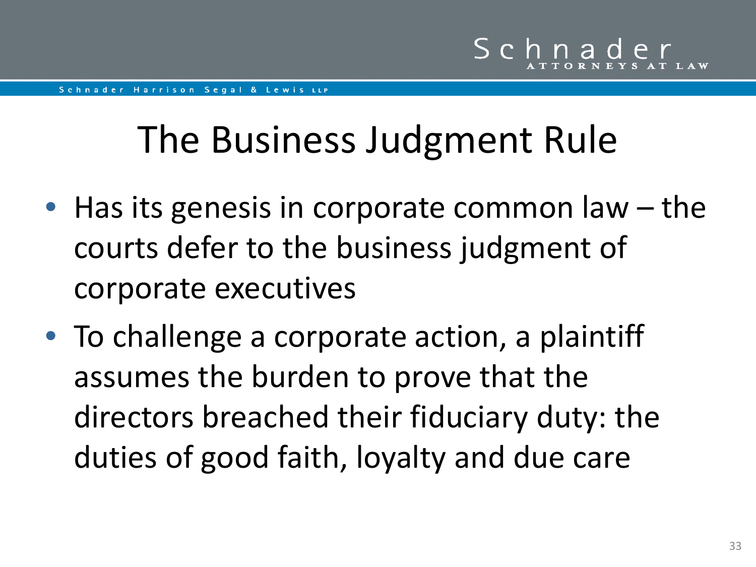# The Business Judgment Rule

- Has its genesis in corporate common law – the courts defer to the business judgment of corporate executives
- To challenge a corporate action, a plaintiff assumes the burden to prove that the directors breached their fiduciary duty: the duties of good faith, loyalty and due care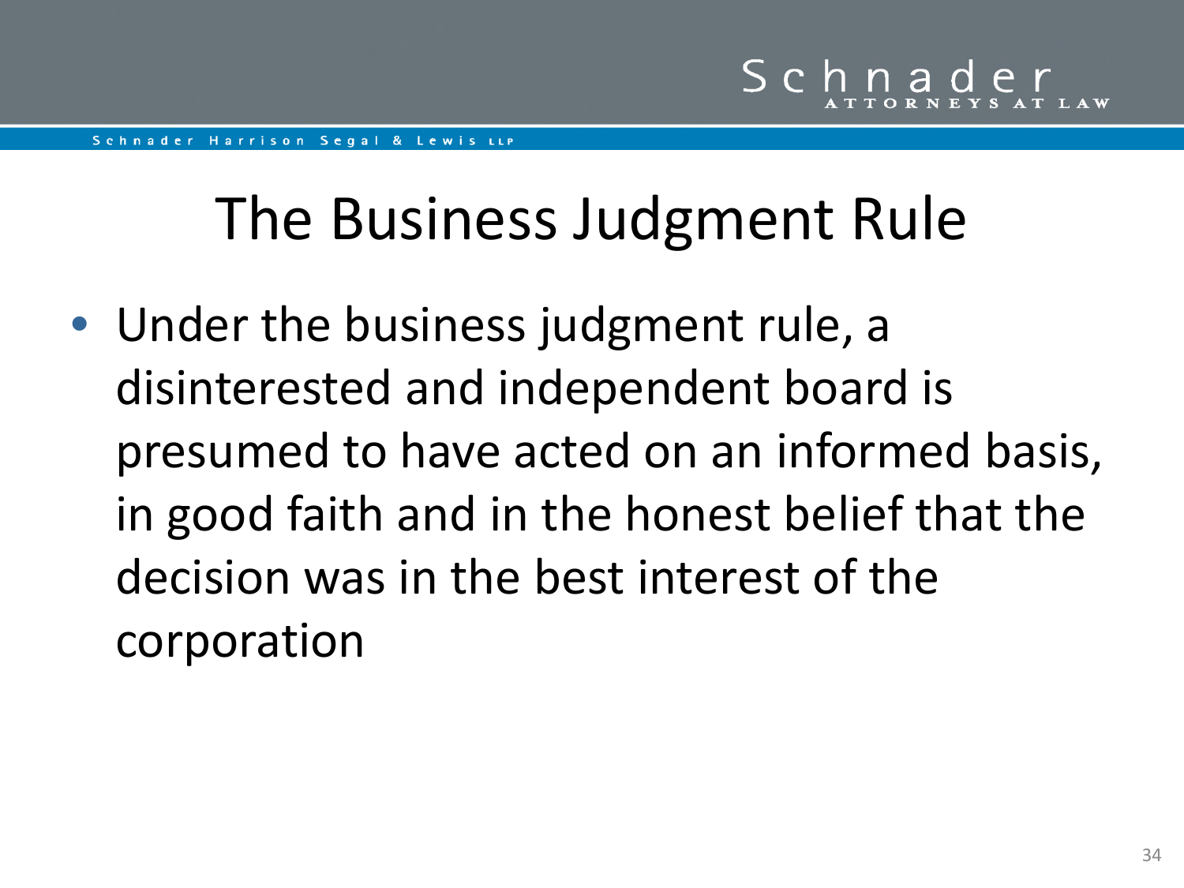# The Business Judgment Rule

- Under the business judgment rule, a disinterested and independent board is presumed to have acted on an informed basis, in good faith and in the honest belief that the decision was in the best interest of the corporation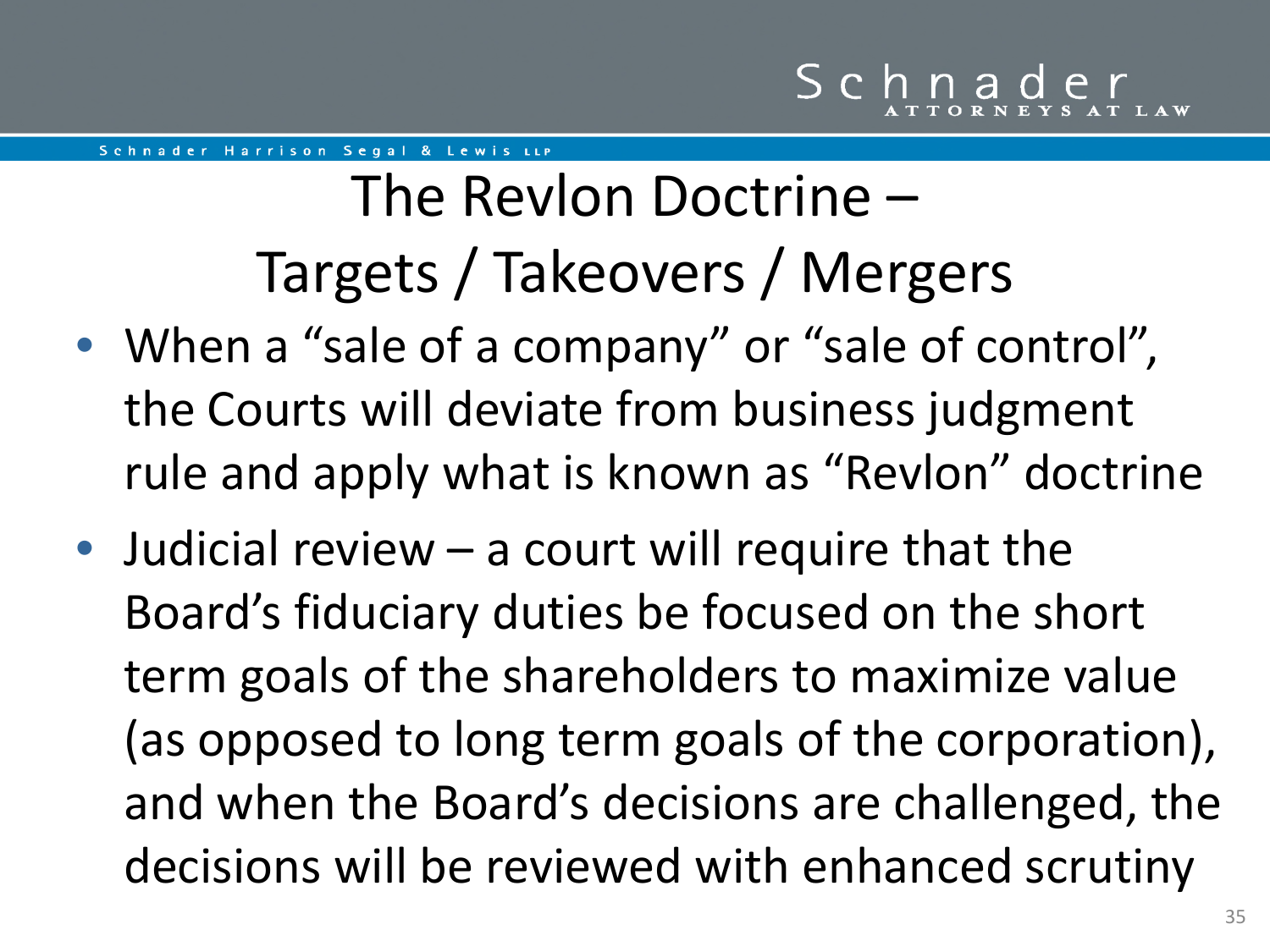# The Revlon Doctrine – Targets / Takeovers / Mergers

- When a "sale of a company" or "sale of control", the Courts will deviate from business judgment rule and apply what is known as "Revlon" doctrine
- Judicial review – a court will require that the Board's fiduciary duties be focused on the short term goals of the shareholders to maximize value (as opposed to long term goals of the corporation), and when the Board's decisions are challenged, the decisions will be reviewed with enhanced scrutiny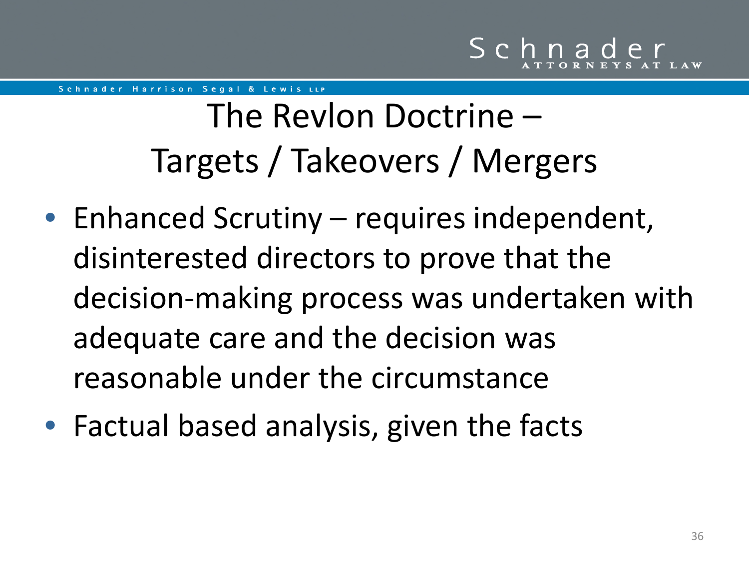# The Revlon Doctrine – Targets / Takeovers / Mergers

- Enhanced Scrutiny – requires independent, disinterested directors to prove that the decision-making process was undertaken with adequate care and the decision was reasonable under the circumstance
- Factual based analysis, given the facts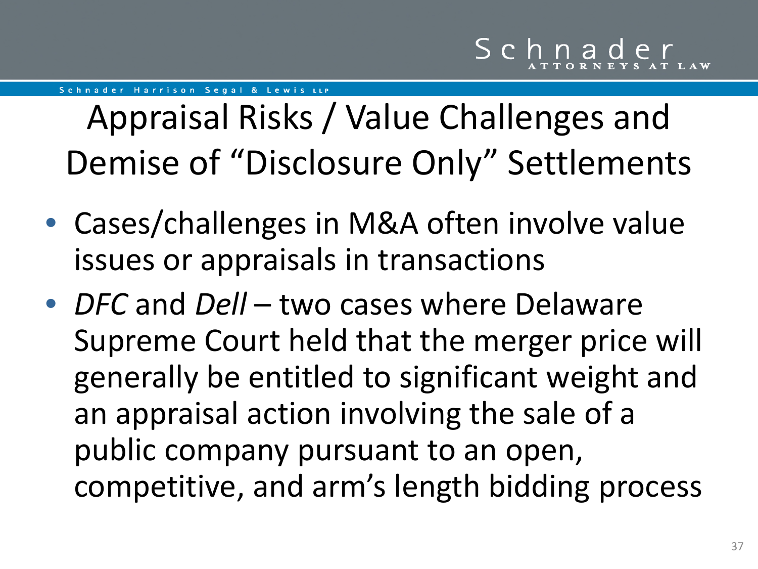# Appraisal Risks / Value Challenges and Demise of "Disclosure Only" Settlements

- Cases/challenges in M&A often involve value issues or appraisals in transactions
- *DFC* and *Dell* – two cases where Delaware Supreme Court held that the merger price will generally be entitled to significant weight and an appraisal action involving the sale of a public company pursuant to an open, competitive, and arm's length bidding process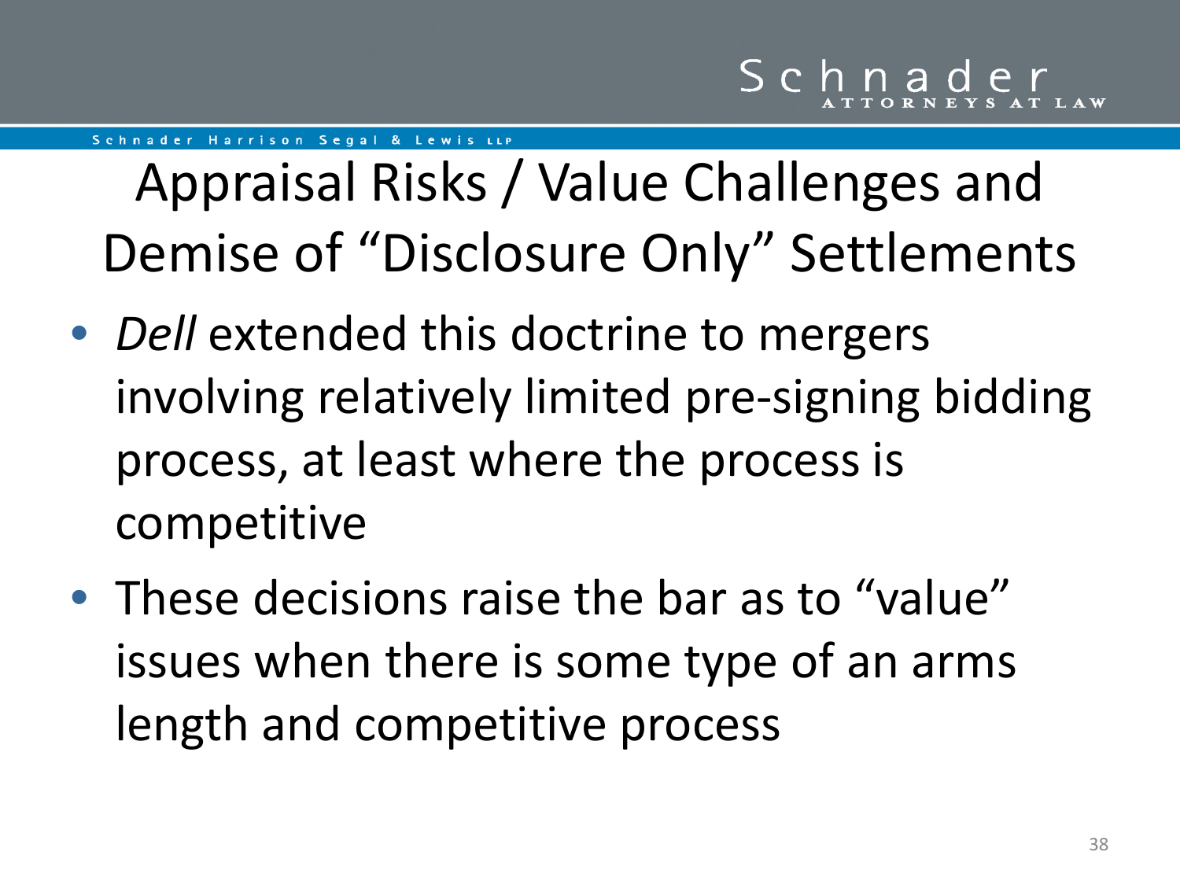# Appraisal Risks / Value Challenges and Demise of "Disclosure Only" Settlements

- *Dell* extended this doctrine to mergers involving relatively limited pre-signing bidding process, at least where the process is competitive
- These decisions raise the bar as to "value" issues when there is some type of an arms length and competitive process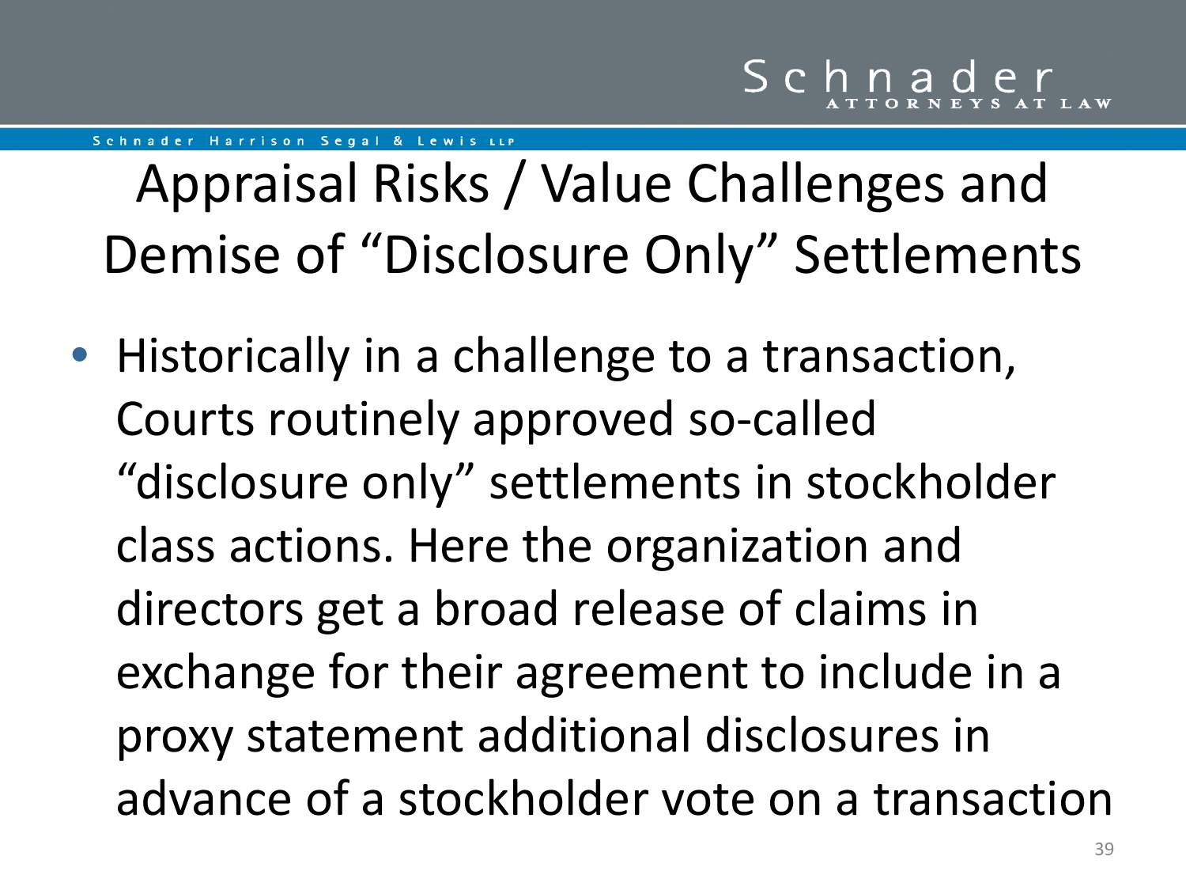# Appraisal Risks / Value Challenges and Demise of "Disclosure Only" Settlements

- Historically in a challenge to a transaction, Courts routinely approved so-called "disclosure only" settlements in stockholder class actions. Here the organization and directors get a broad release of claims in exchange for their agreement to include in a proxy statement additional disclosures in advance of a stockholder vote on a transaction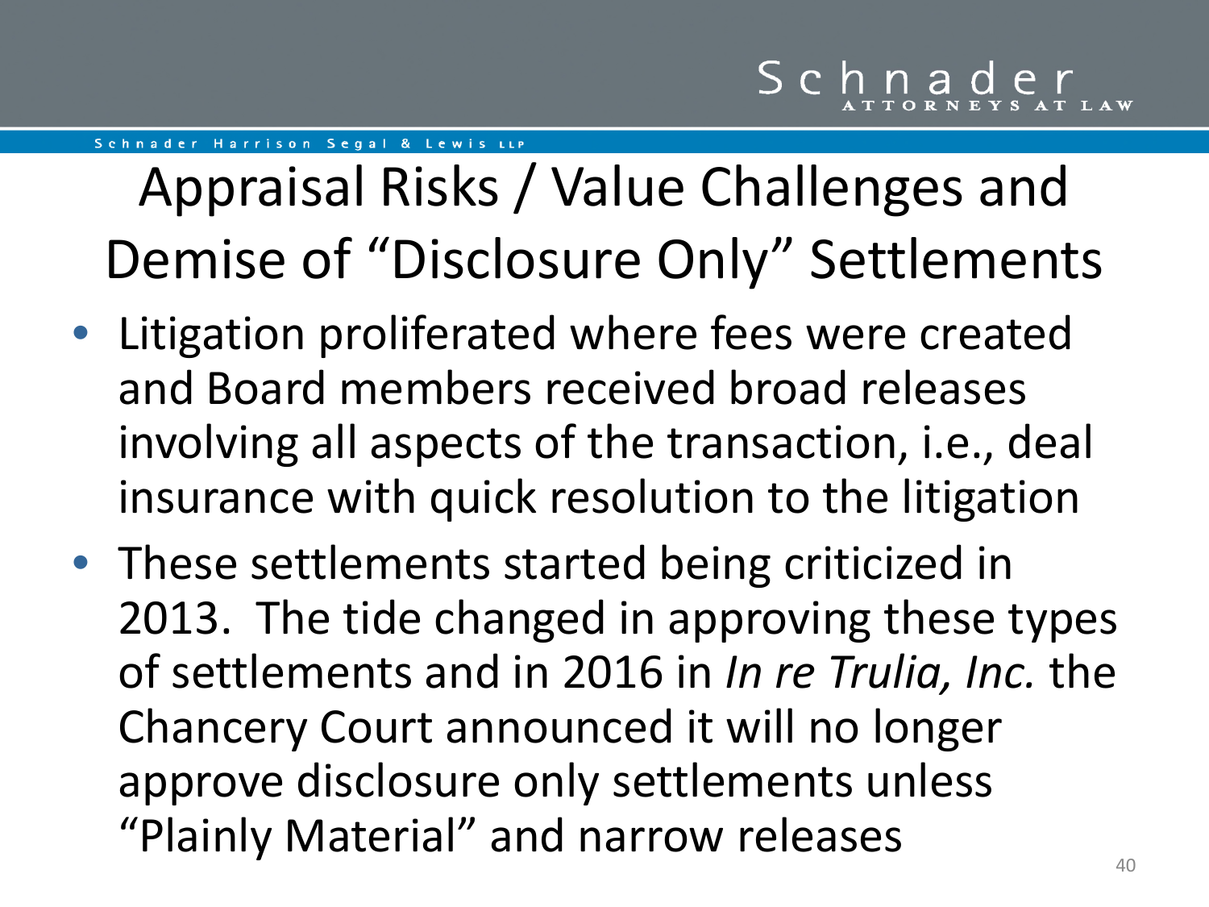# Appraisal Risks / Value Challenges and Demise of "Disclosure Only" Settlements

- Litigation proliferated where fees were created and Board members received broad releases involving all aspects of the transaction, i.e., deal insurance with quick resolution to the litigation
- These settlements started being criticized in 2013. The tide changed in approving these types of settlements and in 2016 in *In re Trulia, Inc.* the Chancery Court announced it will no longer approve disclosure only settlements unless "Plainly Material" and narrow releases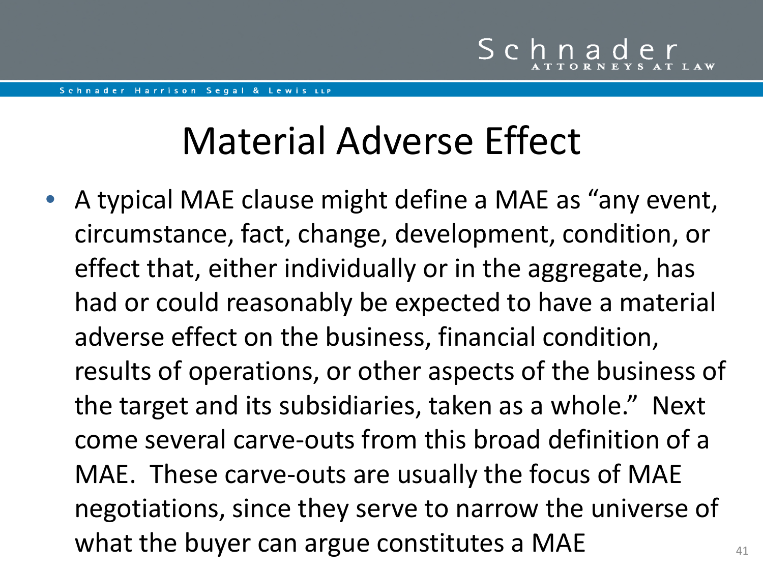# Material Adverse Effect

- A typical MAE clause might define a MAE as "any event, circumstance, fact, change, development, condition, or effect that, either individually or in the aggregate, has had or could reasonably be expected to have a material adverse effect on the business, financial condition, results of operations, or other aspects of the business of the target and its subsidiaries, taken as a whole." Next come several carve-outs from this broad definition of a MAE. These carve-outs are usually the focus of MAE negotiations, since they serve to narrow the universe of what the buyer can argue constitutes a MAE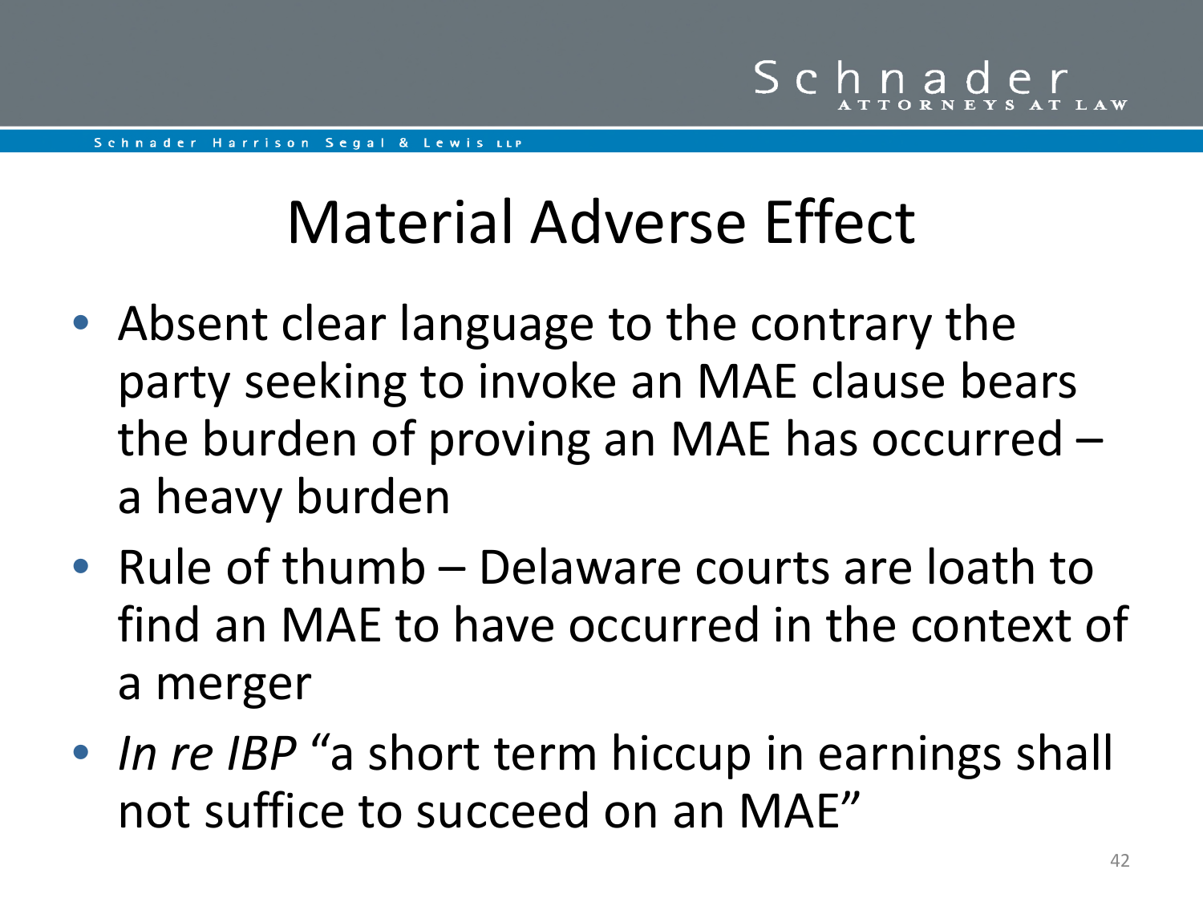# Material Adverse Effect

- Absent clear language to the contrary the party seeking to invoke an MAE clause bears the burden of proving an MAE has occurred – a heavy burden
- Rule of thumb – Delaware courts are loath to find an MAE to have occurred in the context of a merger
- *In re IBP* "a short term hiccup in earnings shall not suffice to succeed on an MAE"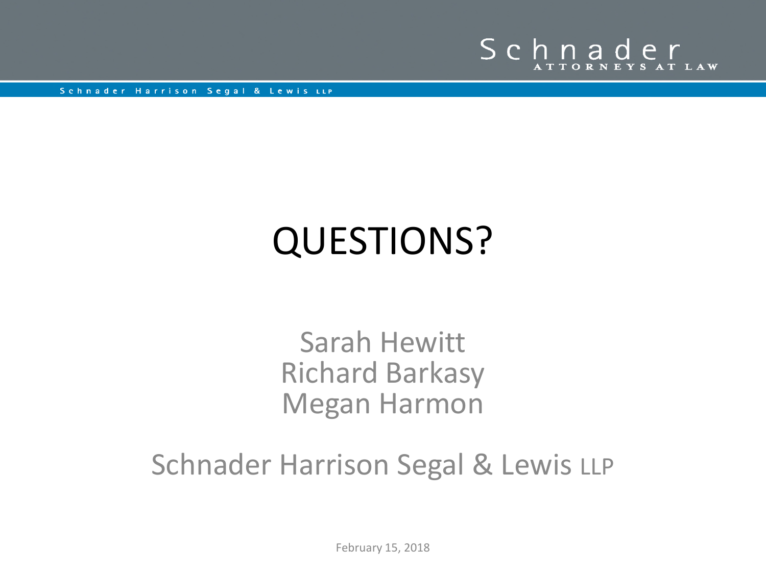# QUESTIONS?

Sarah Hewitt
Richard Barkasy
Megan Harmon

Schnader Harrison Segal & Lewis LLP

February 15, 2018